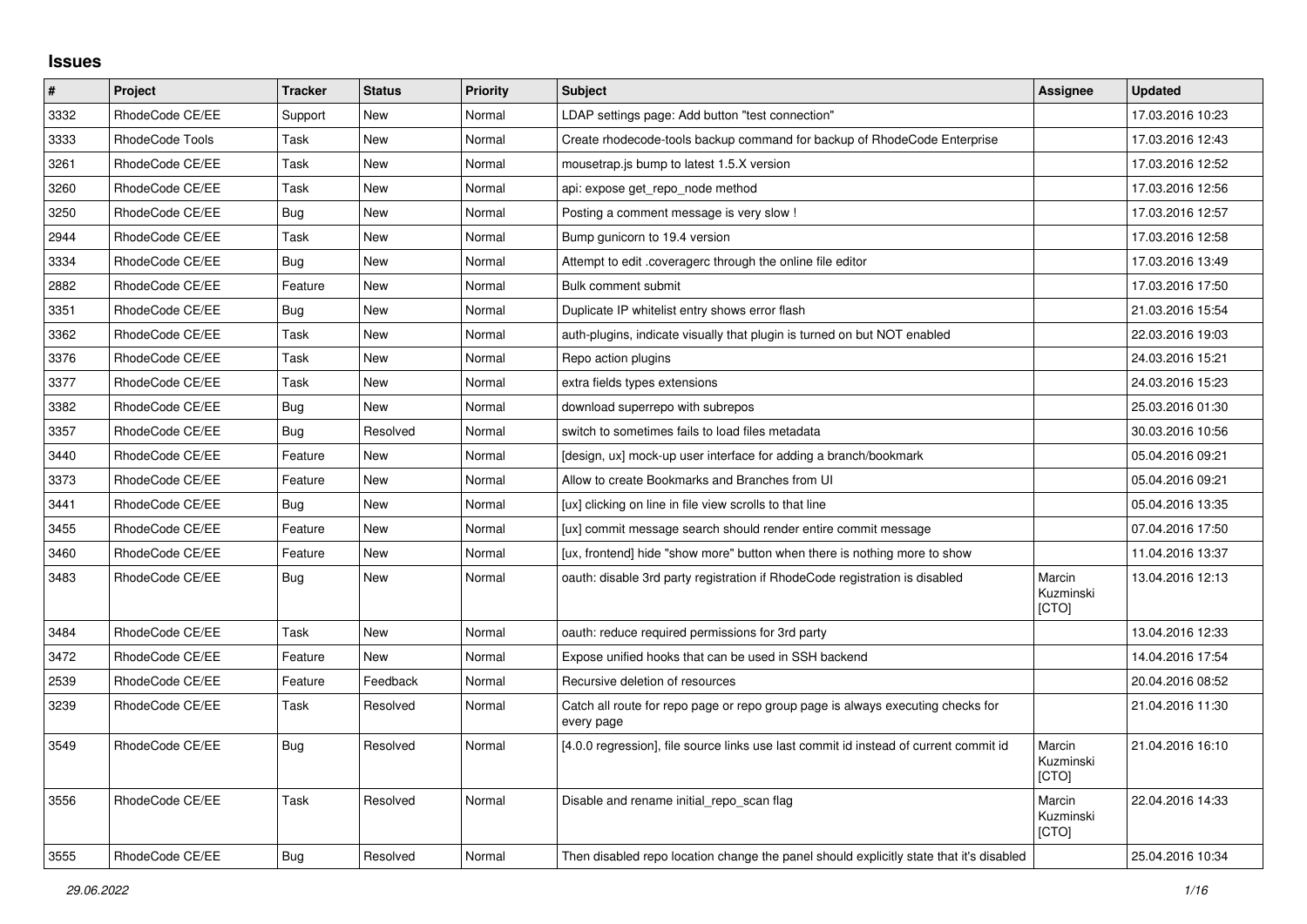## Issues

| # | Project | Tracker | Status | Priority | Subject | Assignee | Updated |
|---|---|---|---|---|---|---|---|
| 3332 | RhodeCode CE/EE | Support | New | Normal | LDAP settings page: Add button "test connection" | | 17.03.2016 10:23 |
| 3333 | RhodeCode Tools | Task | New | Normal | Create rhodecode-tools backup command for backup of RhodeCode Enterprise | | 17.03.2016 12:43 |
| 3261 | RhodeCode CE/EE | Task | New | Normal | mousetrap.js bump to latest 1.5.X version | | 17.03.2016 12:52 |
| 3260 | RhodeCode CE/EE | Task | New | Normal | api: expose get_repo_node method | | 17.03.2016 12:56 |
| 3250 | RhodeCode CE/EE | Bug | New | Normal | Posting a comment message is very slow ! | | 17.03.2016 12:57 |
| 2944 | RhodeCode CE/EE | Task | New | Normal | Bump gunicorn to 19.4 version | | 17.03.2016 12:58 |
| 3334 | RhodeCode CE/EE | Bug | New | Normal | Attempt to edit .coveragerc through the online file editor | | 17.03.2016 13:49 |
| 2882 | RhodeCode CE/EE | Feature | New | Normal | Bulk comment submit | | 17.03.2016 17:50 |
| 3351 | RhodeCode CE/EE | Bug | New | Normal | Duplicate IP whitelist entry shows error flash | | 21.03.2016 15:54 |
| 3362 | RhodeCode CE/EE | Task | New | Normal | auth-plugins, indicate visually that plugin is turned on but NOT enabled | | 22.03.2016 19:03 |
| 3376 | RhodeCode CE/EE | Task | New | Normal | Repo action plugins | | 24.03.2016 15:21 |
| 3377 | RhodeCode CE/EE | Task | New | Normal | extra fields types extensions | | 24.03.2016 15:23 |
| 3382 | RhodeCode CE/EE | Bug | New | Normal | download superrepo with subrepos | | 25.03.2016 01:30 |
| 3357 | RhodeCode CE/EE | Bug | Resolved | Normal | switch to sometimes fails to load files metadata | | 30.03.2016 10:56 |
| 3440 | RhodeCode CE/EE | Feature | New | Normal | [design, ux] mock-up user interface for adding a branch/bookmark | | 05.04.2016 09:21 |
| 3373 | RhodeCode CE/EE | Feature | New | Normal | Allow to create Bookmarks and Branches from UI | | 05.04.2016 09:21 |
| 3441 | RhodeCode CE/EE | Bug | New | Normal | [ux] clicking on line in file view scrolls to that line | | 05.04.2016 13:35 |
| 3455 | RhodeCode CE/EE | Feature | New | Normal | [ux] commit message search should render entire commit message | | 07.04.2016 17:50 |
| 3460 | RhodeCode CE/EE | Feature | New | Normal | [ux, frontend] hide "show more" button when there is nothing more to show | | 11.04.2016 13:37 |
| 3483 | RhodeCode CE/EE | Bug | New | Normal | oauth: disable 3rd party registration if RhodeCode registration is disabled | Marcin Kuzminski [CTO] | 13.04.2016 12:13 |
| 3484 | RhodeCode CE/EE | Task | New | Normal | oauth: reduce required permissions for 3rd party | | 13.04.2016 12:33 |
| 3472 | RhodeCode CE/EE | Feature | New | Normal | Expose unified hooks that can be used in SSH backend | | 14.04.2016 17:54 |
| 2539 | RhodeCode CE/EE | Feature | Feedback | Normal | Recursive deletion of resources | | 20.04.2016 08:52 |
| 3239 | RhodeCode CE/EE | Task | Resolved | Normal | Catch all route for repo page or repo group page is always executing checks for every page | | 21.04.2016 11:30 |
| 3549 | RhodeCode CE/EE | Bug | Resolved | Normal | [4.0.0 regression], file source links use last commit id instead of current commit id | Marcin Kuzminski [CTO] | 21.04.2016 16:10 |
| 3556 | RhodeCode CE/EE | Task | Resolved | Normal | Disable and rename initial_repo_scan flag | Marcin Kuzminski [CTO] | 22.04.2016 14:33 |
| 3555 | RhodeCode CE/EE | Bug | Resolved | Normal | Then disabled repo location change the panel should explicitly state that it's disabled | | 25.04.2016 10:34 |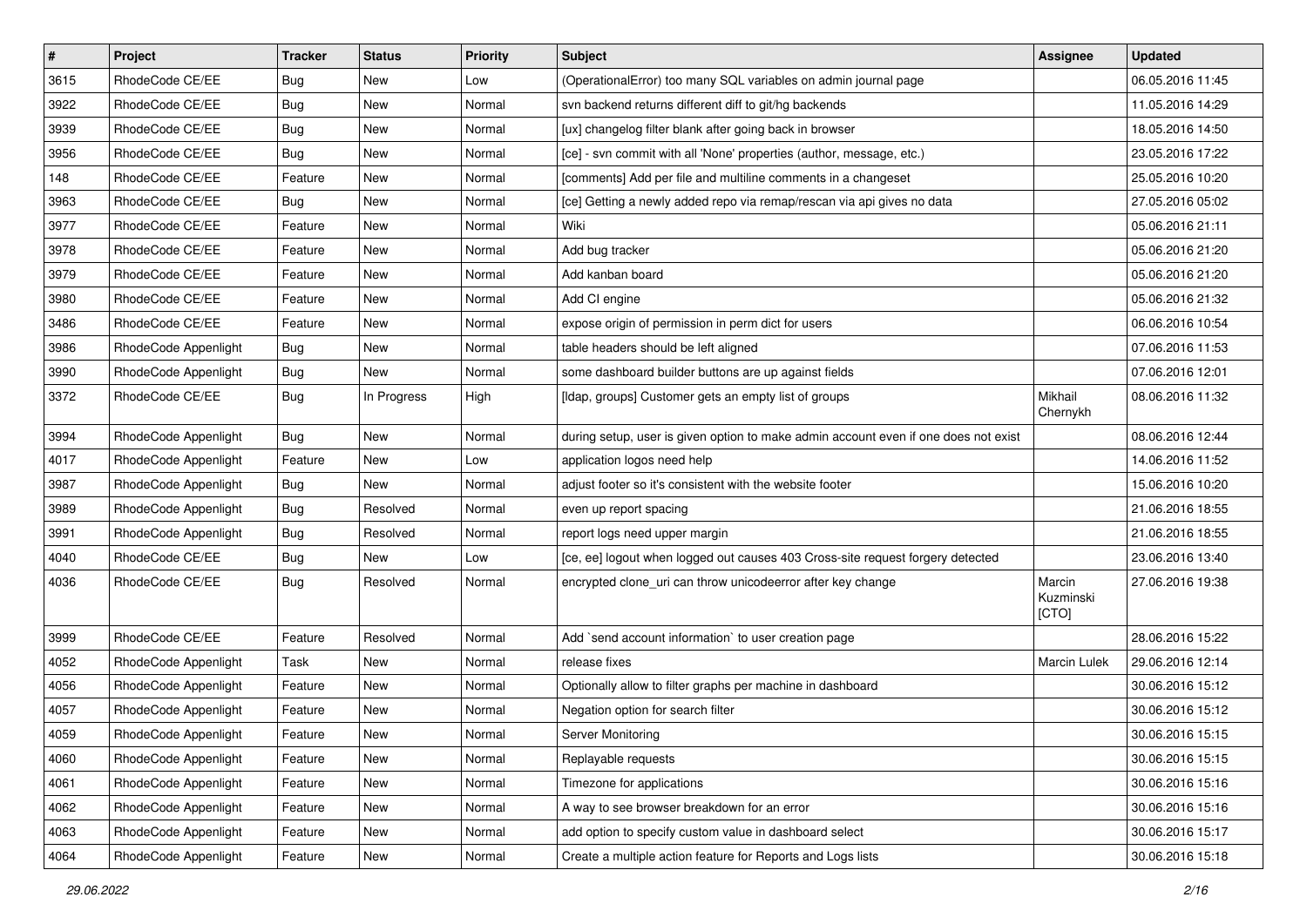| # | Project | Tracker | Status | Priority | Subject | Assignee | Updated |
|---|---|---|---|---|---|---|---|
| 3615 | RhodeCode CE/EE | Bug | New | Low | (OperationalError) too many SQL variables on admin journal page | | 06.05.2016 11:45 |
| 3922 | RhodeCode CE/EE | Bug | New | Normal | svn backend returns different diff to git/hg backends | | 11.05.2016 14:29 |
| 3939 | RhodeCode CE/EE | Bug | New | Normal | [ux] changelog filter blank after going back in browser | | 18.05.2016 14:50 |
| 3956 | RhodeCode CE/EE | Bug | New | Normal | [ce] - svn commit with all 'None' properties (author, message, etc.) | | 23.05.2016 17:22 |
| 148 | RhodeCode CE/EE | Feature | New | Normal | [comments] Add per file and multiline comments in a changeset | | 25.05.2016 10:20 |
| 3963 | RhodeCode CE/EE | Bug | New | Normal | [ce] Getting a newly added repo via remap/rescan via api gives no data | | 27.05.2016 05:02 |
| 3977 | RhodeCode CE/EE | Feature | New | Normal | Wiki | | 05.06.2016 21:11 |
| 3978 | RhodeCode CE/EE | Feature | New | Normal | Add bug tracker | | 05.06.2016 21:20 |
| 3979 | RhodeCode CE/EE | Feature | New | Normal | Add kanban board | | 05.06.2016 21:20 |
| 3980 | RhodeCode CE/EE | Feature | New | Normal | Add CI engine | | 05.06.2016 21:32 |
| 3486 | RhodeCode CE/EE | Feature | New | Normal | expose origin of permission in perm dict for users | | 06.06.2016 10:54 |
| 3986 | RhodeCode Appenlight | Bug | New | Normal | table headers should be left aligned | | 07.06.2016 11:53 |
| 3990 | RhodeCode Appenlight | Bug | New | Normal | some dashboard builder buttons are up against fields | | 07.06.2016 12:01 |
| 3372 | RhodeCode CE/EE | Bug | In Progress | High | [ldap, groups] Customer gets an empty list of groups | Mikhail Chernykh | 08.06.2016 11:32 |
| 3994 | RhodeCode Appenlight | Bug | New | Normal | during setup, user is given option to make admin account even if one does not exist | | 08.06.2016 12:44 |
| 4017 | RhodeCode Appenlight | Feature | New | Low | application logos need help | | 14.06.2016 11:52 |
| 3987 | RhodeCode Appenlight | Bug | New | Normal | adjust footer so it's consistent with the website footer | | 15.06.2016 10:20 |
| 3989 | RhodeCode Appenlight | Bug | Resolved | Normal | even up report spacing | | 21.06.2016 18:55 |
| 3991 | RhodeCode Appenlight | Bug | Resolved | Normal | report logs need upper margin | | 21.06.2016 18:55 |
| 4040 | RhodeCode CE/EE | Bug | New | Low | [ce, ee] logout when logged out causes 403 Cross-site request forgery detected | | 23.06.2016 13:40 |
| 4036 | RhodeCode CE/EE | Bug | Resolved | Normal | encrypted clone_uri can throw unicodeerror after key change | Marcin Kuzminski [CTO] | 27.06.2016 19:38 |
| 3999 | RhodeCode CE/EE | Feature | Resolved | Normal | Add `send account information` to user creation page | | 28.06.2016 15:22 |
| 4052 | RhodeCode Appenlight | Task | New | Normal | release fixes | Marcin Lulek | 29.06.2016 12:14 |
| 4056 | RhodeCode Appenlight | Feature | New | Normal | Optionally allow to filter graphs per machine in dashboard | | 30.06.2016 15:12 |
| 4057 | RhodeCode Appenlight | Feature | New | Normal | Negation option for search filter | | 30.06.2016 15:12 |
| 4059 | RhodeCode Appenlight | Feature | New | Normal | Server Monitoring | | 30.06.2016 15:15 |
| 4060 | RhodeCode Appenlight | Feature | New | Normal | Replayable requests | | 30.06.2016 15:15 |
| 4061 | RhodeCode Appenlight | Feature | New | Normal | Timezone for applications | | 30.06.2016 15:16 |
| 4062 | RhodeCode Appenlight | Feature | New | Normal | A way to see browser breakdown for an error | | 30.06.2016 15:16 |
| 4063 | RhodeCode Appenlight | Feature | New | Normal | add option to specify custom value in dashboard select | | 30.06.2016 15:17 |
| 4064 | RhodeCode Appenlight | Feature | New | Normal | Create a multiple action feature for Reports and Logs lists | | 30.06.2016 15:18 |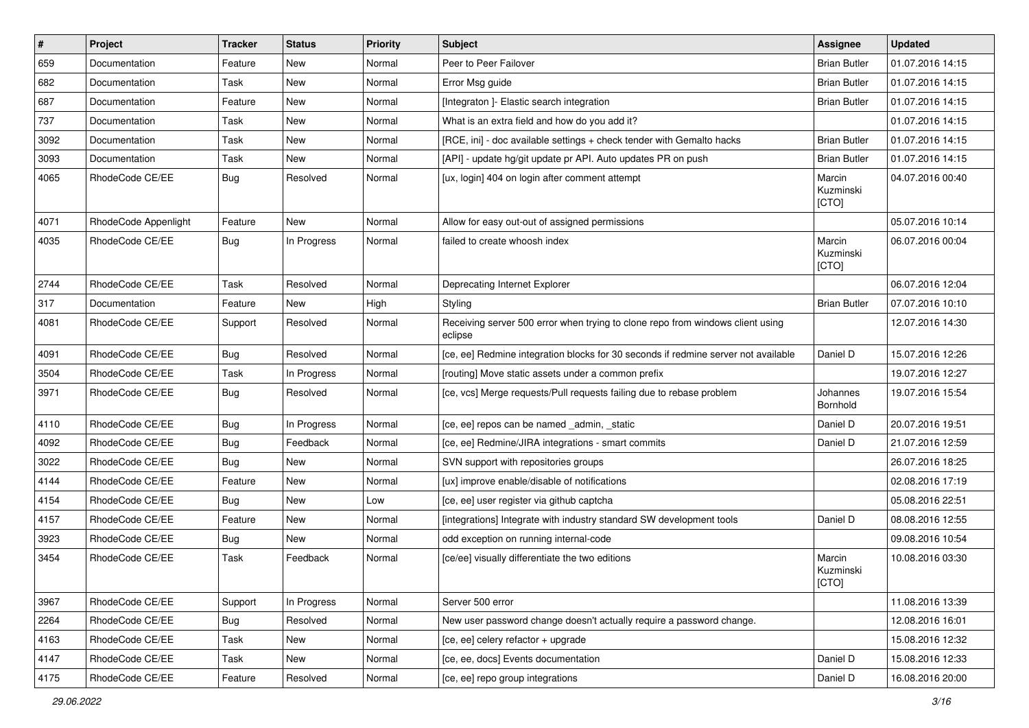| # | Project | Tracker | Status | Priority | Subject | Assignee | Updated |
|---|---|---|---|---|---|---|---|
| 659 | Documentation | Feature | New | Normal | Peer to Peer Failover | Brian Butler | 01.07.2016 14:15 |
| 682 | Documentation | Task | New | Normal | Error Msg guide | Brian Butler | 01.07.2016 14:15 |
| 687 | Documentation | Feature | New | Normal | [Integraton ]- Elastic search integration | Brian Butler | 01.07.2016 14:15 |
| 737 | Documentation | Task | New | Normal | What is an extra field and how do you add it? | | 01.07.2016 14:15 |
| 3092 | Documentation | Task | New | Normal | [RCE, ini] - doc available settings + check tender with Gemalto hacks | Brian Butler | 01.07.2016 14:15 |
| 3093 | Documentation | Task | New | Normal | [API] - update hg/git update pr API. Auto updates PR on push | Brian Butler | 01.07.2016 14:15 |
| 4065 | RhodeCode CE/EE | Bug | Resolved | Normal | [ux, login] 404 on login after comment attempt | Marcin Kuzminski [CTO] | 04.07.2016 00:40 |
| 4071 | RhodeCode Appenlight | Feature | New | Normal | Allow for easy out-out of assigned permissions | | 05.07.2016 10:14 |
| 4035 | RhodeCode CE/EE | Bug | In Progress | Normal | failed to create whoosh index | Marcin Kuzminski [CTO] | 06.07.2016 00:04 |
| 2744 | RhodeCode CE/EE | Task | Resolved | Normal | Deprecating Internet Explorer | | 06.07.2016 12:04 |
| 317 | Documentation | Feature | New | High | Styling | Brian Butler | 07.07.2016 10:10 |
| 4081 | RhodeCode CE/EE | Support | Resolved | Normal | Receiving server 500 error when trying to clone repo from windows client using eclipse | | 12.07.2016 14:30 |
| 4091 | RhodeCode CE/EE | Bug | Resolved | Normal | [ce, ee] Redmine integration blocks for 30 seconds if redmine server not available | Daniel D | 15.07.2016 12:26 |
| 3504 | RhodeCode CE/EE | Task | In Progress | Normal | [routing] Move static assets under a common prefix | | 19.07.2016 12:27 |
| 3971 | RhodeCode CE/EE | Bug | Resolved | Normal | [ce, vcs] Merge requests/Pull requests failing due to rebase problem | Johannes Bornhold | 19.07.2016 15:54 |
| 4110 | RhodeCode CE/EE | Bug | In Progress | Normal | [ce, ee] repos can be named _admin, _static | Daniel D | 20.07.2016 19:51 |
| 4092 | RhodeCode CE/EE | Bug | Feedback | Normal | [ce, ee] Redmine/JIRA integrations - smart commits | Daniel D | 21.07.2016 12:59 |
| 3022 | RhodeCode CE/EE | Bug | New | Normal | SVN support with repositories groups | | 26.07.2016 18:25 |
| 4144 | RhodeCode CE/EE | Feature | New | Normal | [ux] improve enable/disable of notifications | | 02.08.2016 17:19 |
| 4154 | RhodeCode CE/EE | Bug | New | Low | [ce, ee] user register via github captcha | | 05.08.2016 22:51 |
| 4157 | RhodeCode CE/EE | Feature | New | Normal | [integrations] Integrate with industry standard SW development tools | Daniel D | 08.08.2016 12:55 |
| 3923 | RhodeCode CE/EE | Bug | New | Normal | odd exception on running internal-code | | 09.08.2016 10:54 |
| 3454 | RhodeCode CE/EE | Task | Feedback | Normal | [ce/ee] visually differentiate the two editions | Marcin Kuzminski [CTO] | 10.08.2016 03:30 |
| 3967 | RhodeCode CE/EE | Support | In Progress | Normal | Server 500 error | | 11.08.2016 13:39 |
| 2264 | RhodeCode CE/EE | Bug | Resolved | Normal | New user password change doesn't actually require a password change. | | 12.08.2016 16:01 |
| 4163 | RhodeCode CE/EE | Task | New | Normal | [ce, ee] celery refactor + upgrade | | 15.08.2016 12:32 |
| 4147 | RhodeCode CE/EE | Task | New | Normal | [ce, ee, docs] Events documentation | Daniel D | 15.08.2016 12:33 |
| 4175 | RhodeCode CE/EE | Feature | Resolved | Normal | [ce, ee] repo group integrations | Daniel D | 16.08.2016 20:00 |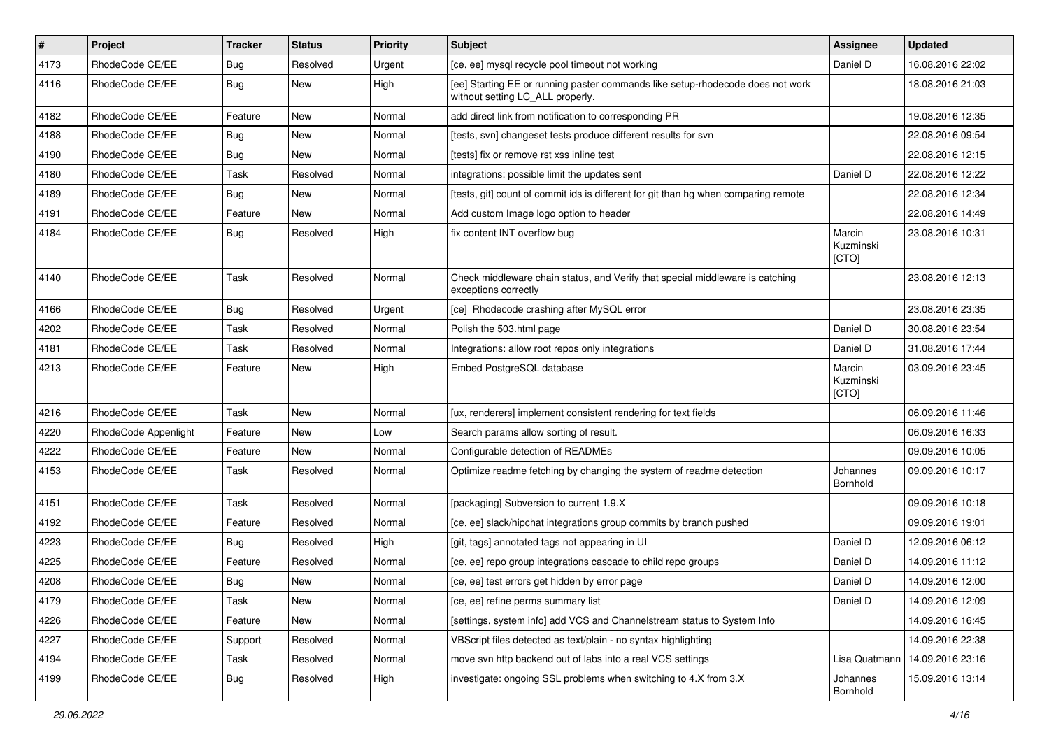| # | Project | Tracker | Status | Priority | Subject | Assignee | Updated |
|---|---|---|---|---|---|---|---|
| 4173 | RhodeCode CE/EE | Bug | Resolved | Urgent | [ce, ee] mysql recycle pool timeout not working | Daniel D | 16.08.2016 22:02 |
| 4116 | RhodeCode CE/EE | Bug | New | High | [ee] Starting EE or running paster commands like setup-rhodecode does not work without setting LC_ALL properly. | | 18.08.2016 21:03 |
| 4182 | RhodeCode CE/EE | Feature | New | Normal | add direct link from notification to corresponding PR | | 19.08.2016 12:35 |
| 4188 | RhodeCode CE/EE | Bug | New | Normal | [tests, svn] changeset tests produce different results for svn | | 22.08.2016 09:54 |
| 4190 | RhodeCode CE/EE | Bug | New | Normal | [tests] fix or remove rst xss inline test | | 22.08.2016 12:15 |
| 4180 | RhodeCode CE/EE | Task | Resolved | Normal | integrations: possible limit the updates sent | Daniel D | 22.08.2016 12:22 |
| 4189 | RhodeCode CE/EE | Bug | New | Normal | [tests, git] count of commit ids is different for git than hg when comparing remote | | 22.08.2016 12:34 |
| 4191 | RhodeCode CE/EE | Feature | New | Normal | Add custom Image logo option to header | | 22.08.2016 14:49 |
| 4184 | RhodeCode CE/EE | Bug | Resolved | High | fix content INT overflow bug | Marcin Kuzminski [CTO] | 23.08.2016 10:31 |
| 4140 | RhodeCode CE/EE | Task | Resolved | Normal | Check middleware chain status, and Verify that special middleware is catching exceptions correctly | | 23.08.2016 12:13 |
| 4166 | RhodeCode CE/EE | Bug | Resolved | Urgent | [ce] Rhodecode crashing after MySQL error | | 23.08.2016 23:35 |
| 4202 | RhodeCode CE/EE | Task | Resolved | Normal | Polish the 503.html page | Daniel D | 30.08.2016 23:54 |
| 4181 | RhodeCode CE/EE | Task | Resolved | Normal | Integrations: allow root repos only integrations | Daniel D | 31.08.2016 17:44 |
| 4213 | RhodeCode CE/EE | Feature | New | High | Embed PostgreSQL database | Marcin Kuzminski [CTO] | 03.09.2016 23:45 |
| 4216 | RhodeCode CE/EE | Task | New | Normal | [ux, renderers] implement consistent rendering for text fields | | 06.09.2016 11:46 |
| 4220 | RhodeCode Appenlight | Feature | New | Low | Search params allow sorting of result. | | 06.09.2016 16:33 |
| 4222 | RhodeCode CE/EE | Feature | New | Normal | Configurable detection of READMEs | | 09.09.2016 10:05 |
| 4153 | RhodeCode CE/EE | Task | Resolved | Normal | Optimize readme fetching by changing the system of readme detection | Johannes Bornhold | 09.09.2016 10:17 |
| 4151 | RhodeCode CE/EE | Task | Resolved | Normal | [packaging] Subversion to current 1.9.X | | 09.09.2016 10:18 |
| 4192 | RhodeCode CE/EE | Feature | Resolved | Normal | [ce, ee] slack/hipchat integrations group commits by branch pushed | | 09.09.2016 19:01 |
| 4223 | RhodeCode CE/EE | Bug | Resolved | High | [git, tags] annotated tags not appearing in UI | Daniel D | 12.09.2016 06:12 |
| 4225 | RhodeCode CE/EE | Feature | Resolved | Normal | [ce, ee] repo group integrations cascade to child repo groups | Daniel D | 14.09.2016 11:12 |
| 4208 | RhodeCode CE/EE | Bug | New | Normal | [ce, ee] test errors get hidden by error page | Daniel D | 14.09.2016 12:00 |
| 4179 | RhodeCode CE/EE | Task | New | Normal | [ce, ee] refine perms summary list | Daniel D | 14.09.2016 12:09 |
| 4226 | RhodeCode CE/EE | Feature | New | Normal | [settings, system info] add VCS and Channelstream status to System Info | | 14.09.2016 16:45 |
| 4227 | RhodeCode CE/EE | Support | Resolved | Normal | VBScript files detected as text/plain - no syntax highlighting | | 14.09.2016 22:38 |
| 4194 | RhodeCode CE/EE | Task | Resolved | Normal | move svn http backend out of labs into a real VCS settings | Lisa Quatmann | 14.09.2016 23:16 |
| 4199 | RhodeCode CE/EE | Bug | Resolved | High | investigate: ongoing SSL problems when switching to 4.X from 3.X | Johannes Bornhold | 15.09.2016 13:14 |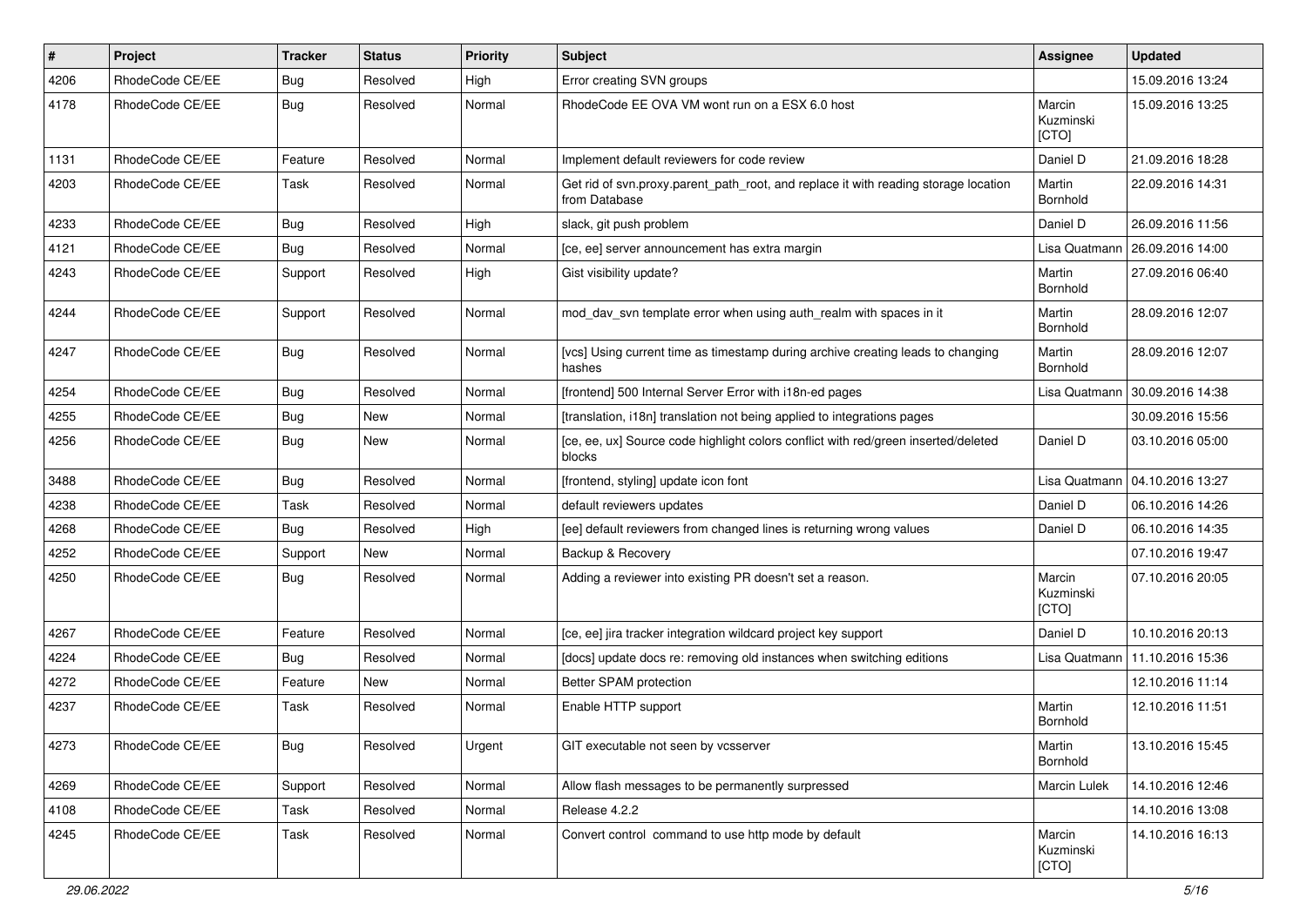| # | Project | Tracker | Status | Priority | Subject | Assignee | Updated |
|---|---|---|---|---|---|---|---|
| 4206 | RhodeCode CE/EE | Bug | Resolved | High | Error creating SVN groups | | 15.09.2016 13:24 |
| 4178 | RhodeCode CE/EE | Bug | Resolved | Normal | RhodeCode EE OVA VM wont run on a ESX 6.0 host | Marcin Kuzminski [CTO] | 15.09.2016 13:25 |
| 1131 | RhodeCode CE/EE | Feature | Resolved | Normal | Implement default reviewers for code review | Daniel D | 21.09.2016 18:28 |
| 4203 | RhodeCode CE/EE | Task | Resolved | Normal | Get rid of svn.proxy.parent_path_root, and replace it with reading storage location from Database | Martin Bornhold | 22.09.2016 14:31 |
| 4233 | RhodeCode CE/EE | Bug | Resolved | High | slack, git push problem | Daniel D | 26.09.2016 11:56 |
| 4121 | RhodeCode CE/EE | Bug | Resolved | Normal | [ce, ee] server announcement has extra margin | Lisa Quatmann | 26.09.2016 14:00 |
| 4243 | RhodeCode CE/EE | Support | Resolved | High | Gist visibility update? | Martin Bornhold | 27.09.2016 06:40 |
| 4244 | RhodeCode CE/EE | Support | Resolved | Normal | mod_dav_svn template error when using auth_realm with spaces in it | Martin Bornhold | 28.09.2016 12:07 |
| 4247 | RhodeCode CE/EE | Bug | Resolved | Normal | [vcs] Using current time as timestamp during archive creating leads to changing hashes | Martin Bornhold | 28.09.2016 12:07 |
| 4254 | RhodeCode CE/EE | Bug | Resolved | Normal | [frontend] 500 Internal Server Error with i18n-ed pages | Lisa Quatmann | 30.09.2016 14:38 |
| 4255 | RhodeCode CE/EE | Bug | New | Normal | [translation, i18n] translation not being applied to integrations pages | | 30.09.2016 15:56 |
| 4256 | RhodeCode CE/EE | Bug | New | Normal | [ce, ee, ux] Source code highlight colors conflict with red/green inserted/deleted blocks | Daniel D | 03.10.2016 05:00 |
| 3488 | RhodeCode CE/EE | Bug | Resolved | Normal | [frontend, styling] update icon font | Lisa Quatmann | 04.10.2016 13:27 |
| 4238 | RhodeCode CE/EE | Task | Resolved | Normal | default reviewers updates | Daniel D | 06.10.2016 14:26 |
| 4268 | RhodeCode CE/EE | Bug | Resolved | High | [ee] default reviewers from changed lines is returning wrong values | Daniel D | 06.10.2016 14:35 |
| 4252 | RhodeCode CE/EE | Support | New | Normal | Backup & Recovery | | 07.10.2016 19:47 |
| 4250 | RhodeCode CE/EE | Bug | Resolved | Normal | Adding a reviewer into existing PR doesn't set a reason. | Marcin Kuzminski [CTO] | 07.10.2016 20:05 |
| 4267 | RhodeCode CE/EE | Feature | Resolved | Normal | [ce, ee] jira tracker integration wildcard project key support | Daniel D | 10.10.2016 20:13 |
| 4224 | RhodeCode CE/EE | Bug | Resolved | Normal | [docs] update docs re: removing old instances when switching editions | Lisa Quatmann | 11.10.2016 15:36 |
| 4272 | RhodeCode CE/EE | Feature | New | Normal | Better SPAM protection | | 12.10.2016 11:14 |
| 4237 | RhodeCode CE/EE | Task | Resolved | Normal | Enable HTTP support | Martin Bornhold | 12.10.2016 11:51 |
| 4273 | RhodeCode CE/EE | Bug | Resolved | Urgent | GIT executable not seen by vcsserver | Martin Bornhold | 13.10.2016 15:45 |
| 4269 | RhodeCode CE/EE | Support | Resolved | Normal | Allow flash messages to be permanently surpressed | Marcin Lulek | 14.10.2016 12:46 |
| 4108 | RhodeCode CE/EE | Task | Resolved | Normal | Release 4.2.2 | | 14.10.2016 13:08 |
| 4245 | RhodeCode CE/EE | Task | Resolved | Normal | Convert control command to use http mode by default | Marcin Kuzminski [CTO] | 14.10.2016 16:13 |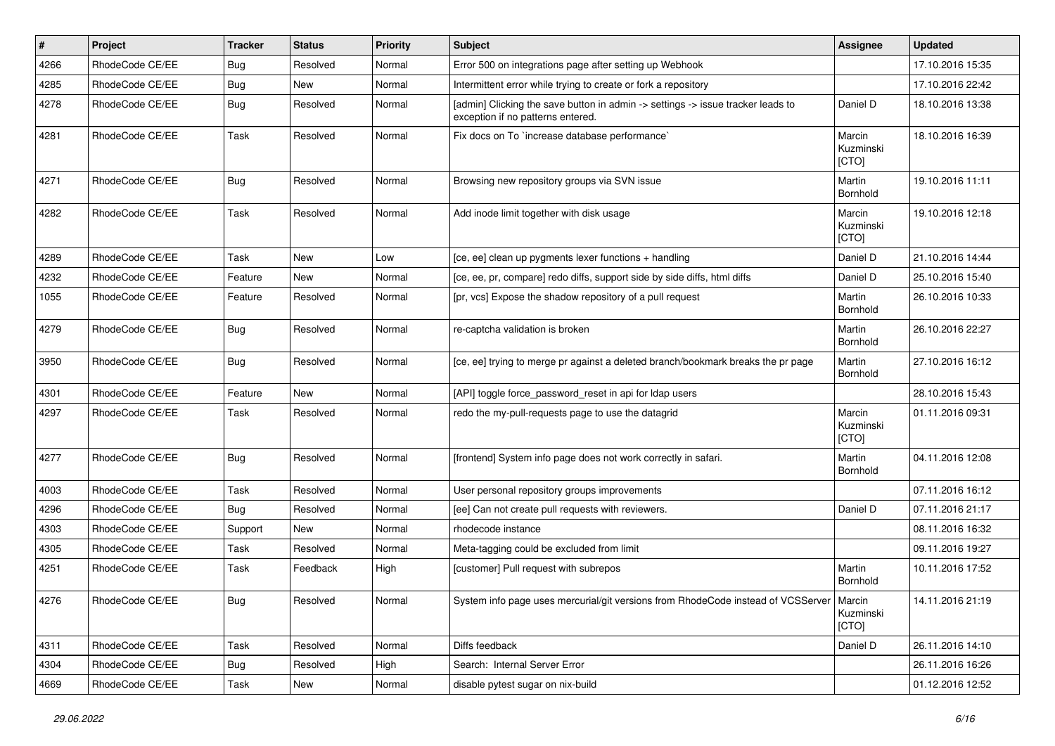| # | Project | Tracker | Status | Priority | Subject | Assignee | Updated |
|---|---|---|---|---|---|---|---|
| 4266 | RhodeCode CE/EE | Bug | Resolved | Normal | Error 500 on integrations page after setting up Webhook | | 17.10.2016 15:35 |
| 4285 | RhodeCode CE/EE | Bug | New | Normal | Intermittent error while trying to create or fork a repository | | 17.10.2016 22:42 |
| 4278 | RhodeCode CE/EE | Bug | Resolved | Normal | [admin] Clicking the save button in admin -> settings -> issue tracker leads to exception if no patterns entered. | Daniel D | 18.10.2016 13:38 |
| 4281 | RhodeCode CE/EE | Task | Resolved | Normal | Fix docs on To `increase database performance` | Marcin Kuzminski [CTO] | 18.10.2016 16:39 |
| 4271 | RhodeCode CE/EE | Bug | Resolved | Normal | Browsing new repository groups via SVN issue | Martin Bornhold | 19.10.2016 11:11 |
| 4282 | RhodeCode CE/EE | Task | Resolved | Normal | Add inode limit together with disk usage | Marcin Kuzminski [CTO] | 19.10.2016 12:18 |
| 4289 | RhodeCode CE/EE | Task | New | Low | [ce, ee] clean up pygments lexer functions + handling | Daniel D | 21.10.2016 14:44 |
| 4232 | RhodeCode CE/EE | Feature | New | Normal | [ce, ee, pr, compare] redo diffs, support side by side diffs, html diffs | Daniel D | 25.10.2016 15:40 |
| 1055 | RhodeCode CE/EE | Feature | Resolved | Normal | [pr, vcs] Expose the shadow repository of a pull request | Martin Bornhold | 26.10.2016 10:33 |
| 4279 | RhodeCode CE/EE | Bug | Resolved | Normal | re-captcha validation is broken | Martin Bornhold | 26.10.2016 22:27 |
| 3950 | RhodeCode CE/EE | Bug | Resolved | Normal | [ce, ee] trying to merge pr against a deleted branch/bookmark breaks the pr page | Martin Bornhold | 27.10.2016 16:12 |
| 4301 | RhodeCode CE/EE | Feature | New | Normal | [API] toggle force_password_reset in api for ldap users | | 28.10.2016 15:43 |
| 4297 | RhodeCode CE/EE | Task | Resolved | Normal | redo the my-pull-requests page to use the datagrid | Marcin Kuzminski [CTO] | 01.11.2016 09:31 |
| 4277 | RhodeCode CE/EE | Bug | Resolved | Normal | [frontend] System info page does not work correctly in safari. | Martin Bornhold | 04.11.2016 12:08 |
| 4003 | RhodeCode CE/EE | Task | Resolved | Normal | User personal repository groups improvements | | 07.11.2016 16:12 |
| 4296 | RhodeCode CE/EE | Bug | Resolved | Normal | [ee] Can not create pull requests with reviewers. | Daniel D | 07.11.2016 21:17 |
| 4303 | RhodeCode CE/EE | Support | New | Normal | rhodecode instance | | 08.11.2016 16:32 |
| 4305 | RhodeCode CE/EE | Task | Resolved | Normal | Meta-tagging could be excluded from limit | | 09.11.2016 19:27 |
| 4251 | RhodeCode CE/EE | Task | Feedback | High | [customer] Pull request with subrepos | Martin Bornhold | 10.11.2016 17:52 |
| 4276 | RhodeCode CE/EE | Bug | Resolved | Normal | System info page uses mercurial/git versions from RhodeCode instead of VCSServer | Marcin Kuzminski [CTO] | 14.11.2016 21:19 |
| 4311 | RhodeCode CE/EE | Task | Resolved | Normal | Diffs feedback | Daniel D | 26.11.2016 14:10 |
| 4304 | RhodeCode CE/EE | Bug | Resolved | High | Search: Internal Server Error | | 26.11.2016 16:26 |
| 4669 | RhodeCode CE/EE | Task | New | Normal | disable pytest sugar on nix-build | | 01.12.2016 12:52 |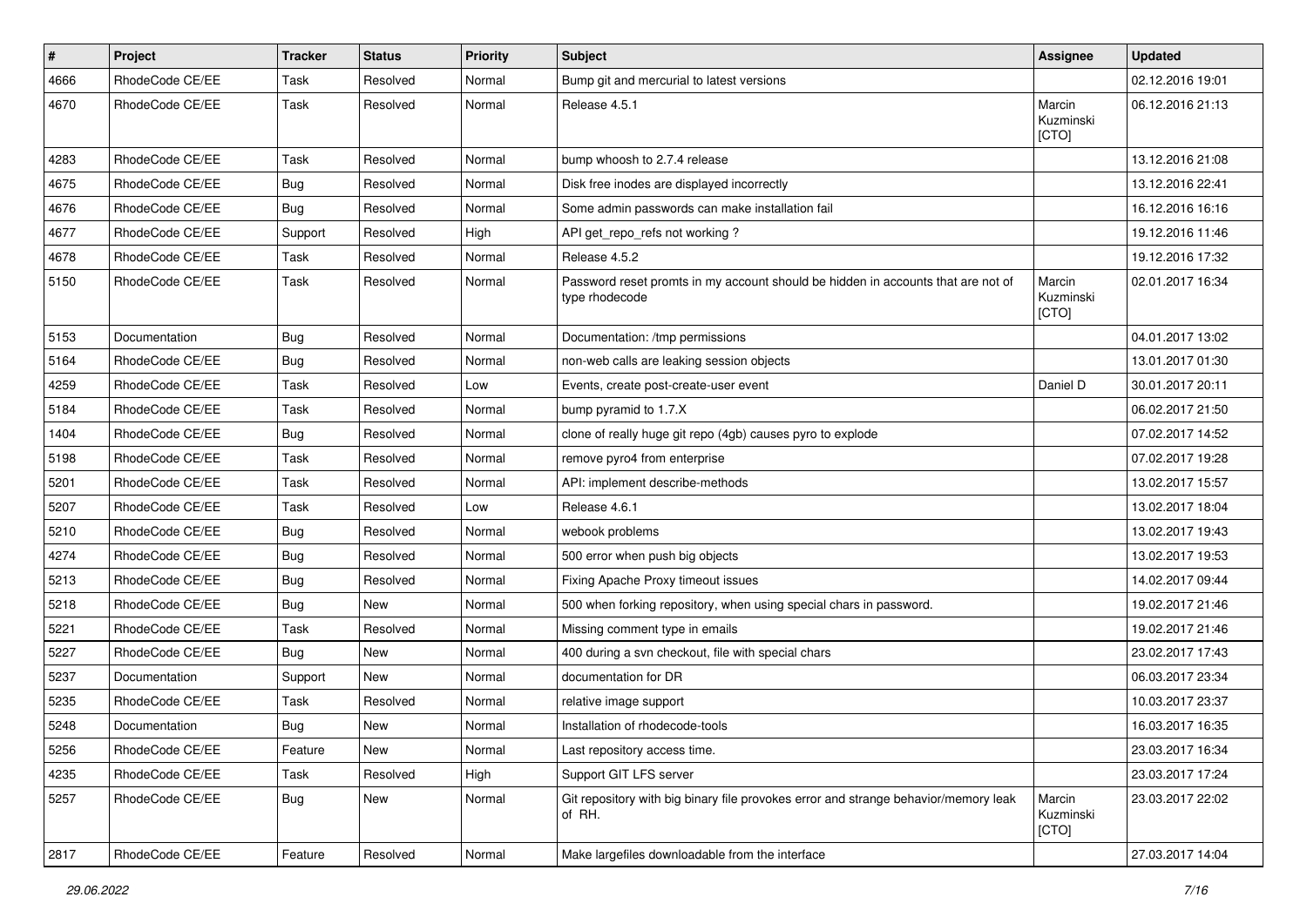| # | Project | Tracker | Status | Priority | Subject | Assignee | Updated |
|---|---|---|---|---|---|---|---|
| 4666 | RhodeCode CE/EE | Task | Resolved | Normal | Bump git and mercurial to latest versions | | 02.12.2016 19:01 |
| 4670 | RhodeCode CE/EE | Task | Resolved | Normal | Release 4.5.1 | Marcin Kuzminski [CTO] | 06.12.2016 21:13 |
| 4283 | RhodeCode CE/EE | Task | Resolved | Normal | bump whoosh to 2.7.4 release | | 13.12.2016 21:08 |
| 4675 | RhodeCode CE/EE | Bug | Resolved | Normal | Disk free inodes are displayed incorrectly | | 13.12.2016 22:41 |
| 4676 | RhodeCode CE/EE | Bug | Resolved | Normal | Some admin passwords can make installation fail | | 16.12.2016 16:16 |
| 4677 | RhodeCode CE/EE | Support | Resolved | High | API get_repo_refs not working ? | | 19.12.2016 11:46 |
| 4678 | RhodeCode CE/EE | Task | Resolved | Normal | Release 4.5.2 | | 19.12.2016 17:32 |
| 5150 | RhodeCode CE/EE | Task | Resolved | Normal | Password reset promts in my account should be hidden in accounts that are not of type rhodecode | Marcin Kuzminski [CTO] | 02.01.2017 16:34 |
| 5153 | Documentation | Bug | Resolved | Normal | Documentation: /tmp permissions | | 04.01.2017 13:02 |
| 5164 | RhodeCode CE/EE | Bug | Resolved | Normal | non-web calls are leaking session objects | | 13.01.2017 01:30 |
| 4259 | RhodeCode CE/EE | Task | Resolved | Low | Events, create post-create-user event | Daniel D | 30.01.2017 20:11 |
| 5184 | RhodeCode CE/EE | Task | Resolved | Normal | bump pyramid to 1.7.X | | 06.02.2017 21:50 |
| 1404 | RhodeCode CE/EE | Bug | Resolved | Normal | clone of really huge git repo (4gb) causes pyro to explode | | 07.02.2017 14:52 |
| 5198 | RhodeCode CE/EE | Task | Resolved | Normal | remove pyro4 from enterprise | | 07.02.2017 19:28 |
| 5201 | RhodeCode CE/EE | Task | Resolved | Normal | API: implement describe-methods | | 13.02.2017 15:57 |
| 5207 | RhodeCode CE/EE | Task | Resolved | Low | Release 4.6.1 | | 13.02.2017 18:04 |
| 5210 | RhodeCode CE/EE | Bug | Resolved | Normal | webook problems | | 13.02.2017 19:43 |
| 4274 | RhodeCode CE/EE | Bug | Resolved | Normal | 500 error when push big objects | | 13.02.2017 19:53 |
| 5213 | RhodeCode CE/EE | Bug | Resolved | Normal | Fixing Apache Proxy timeout issues | | 14.02.2017 09:44 |
| 5218 | RhodeCode CE/EE | Bug | New | Normal | 500 when forking repository, when using special chars in password. | | 19.02.2017 21:46 |
| 5221 | RhodeCode CE/EE | Task | Resolved | Normal | Missing comment type in emails | | 19.02.2017 21:46 |
| 5227 | RhodeCode CE/EE | Bug | New | Normal | 400 during a svn checkout, file with special chars | | 23.02.2017 17:43 |
| 5237 | Documentation | Support | New | Normal | documentation for DR | | 06.03.2017 23:34 |
| 5235 | RhodeCode CE/EE | Task | Resolved | Normal | relative image support | | 10.03.2017 23:37 |
| 5248 | Documentation | Bug | New | Normal | Installation of rhodecode-tools | | 16.03.2017 16:35 |
| 5256 | RhodeCode CE/EE | Feature | New | Normal | Last repository access time. | | 23.03.2017 16:34 |
| 4235 | RhodeCode CE/EE | Task | Resolved | High | Support GIT LFS server | | 23.03.2017 17:24 |
| 5257 | RhodeCode CE/EE | Bug | New | Normal | Git repository with big binary file provokes error and strange behavior/memory leak of RH. | Marcin Kuzminski [CTO] | 23.03.2017 22:02 |
| 2817 | RhodeCode CE/EE | Feature | Resolved | Normal | Make largefiles downloadable from the interface | | 27.03.2017 14:04 |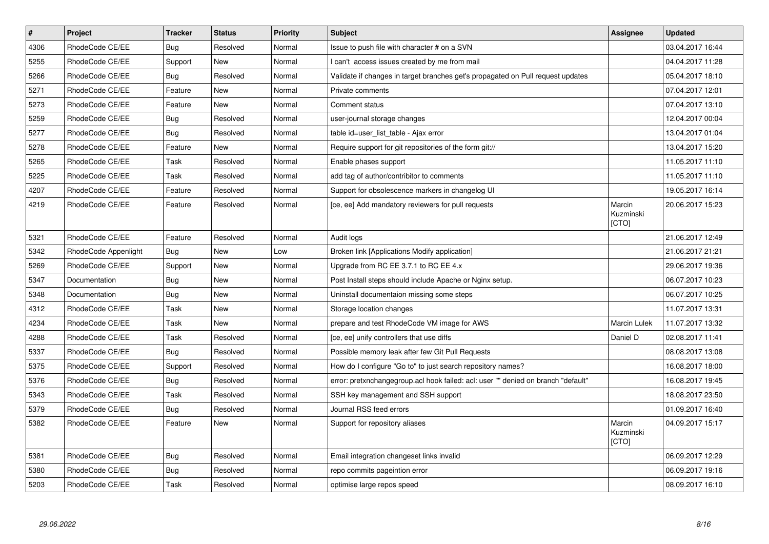| # | Project | Tracker | Status | Priority | Subject | Assignee | Updated |
|---|---|---|---|---|---|---|---|
| 4306 | RhodeCode CE/EE | Bug | Resolved | Normal | Issue to push file with character # on a SVN | | 03.04.2017 16:44 |
| 5255 | RhodeCode CE/EE | Support | New | Normal | I can't  access issues created by me from mail | | 04.04.2017 11:28 |
| 5266 | RhodeCode CE/EE | Bug | Resolved | Normal | Validate if changes in target branches get's propagated on Pull request updates | | 05.04.2017 18:10 |
| 5271 | RhodeCode CE/EE | Feature | New | Normal | Private comments | | 07.04.2017 12:01 |
| 5273 | RhodeCode CE/EE | Feature | New | Normal | Comment status | | 07.04.2017 13:10 |
| 5259 | RhodeCode CE/EE | Bug | Resolved | Normal | user-journal storage changes | | 12.04.2017 00:04 |
| 5277 | RhodeCode CE/EE | Bug | Resolved | Normal | table id=user_list_table - Ajax error | | 13.04.2017 01:04 |
| 5278 | RhodeCode CE/EE | Feature | New | Normal | Require support for git repositories of the form git:// | | 13.04.2017 15:20 |
| 5265 | RhodeCode CE/EE | Task | Resolved | Normal | Enable phases support | | 11.05.2017 11:10 |
| 5225 | RhodeCode CE/EE | Task | Resolved | Normal | add tag of author/contribitor to comments | | 11.05.2017 11:10 |
| 4207 | RhodeCode CE/EE | Feature | Resolved | Normal | Support for obsolescence markers in changelog UI | | 19.05.2017 16:14 |
| 4219 | RhodeCode CE/EE | Feature | Resolved | Normal | [ce, ee] Add mandatory reviewers for pull requests | Marcin Kuzminski [CTO] | 20.06.2017 15:23 |
| 5321 | RhodeCode CE/EE | Feature | Resolved | Normal | Audit logs | | 21.06.2017 12:49 |
| 5342 | RhodeCode Appenlight | Bug | New | Low | Broken link [Applications Modify application] | | 21.06.2017 21:21 |
| 5269 | RhodeCode CE/EE | Support | New | Normal | Upgrade from RC EE 3.7.1 to RC EE 4.x | | 29.06.2017 19:36 |
| 5347 | Documentation | Bug | New | Normal | Post Install steps should include Apache or Nginx setup. | | 06.07.2017 10:23 |
| 5348 | Documentation | Bug | New | Normal | Uninstall documentaion missing some steps | | 06.07.2017 10:25 |
| 4312 | RhodeCode CE/EE | Task | New | Normal | Storage location changes | | 11.07.2017 13:31 |
| 4234 | RhodeCode CE/EE | Task | New | Normal | prepare and test RhodeCode VM image for AWS | Marcin Lulek | 11.07.2017 13:32 |
| 4288 | RhodeCode CE/EE | Task | Resolved | Normal | [ce, ee] unify controllers that use diffs | Daniel D | 02.08.2017 11:41 |
| 5337 | RhodeCode CE/EE | Bug | Resolved | Normal | Possible memory leak after few Git Pull Requests | | 08.08.2017 13:08 |
| 5375 | RhodeCode CE/EE | Support | Resolved | Normal | How do I configure "Go to" to just search repository names? | | 16.08.2017 18:00 |
| 5376 | RhodeCode CE/EE | Bug | Resolved | Normal | error: pretxnchangegroup.acl hook failed: acl: user "" denied on branch "default" | | 16.08.2017 19:45 |
| 5343 | RhodeCode CE/EE | Task | Resolved | Normal | SSH key management and SSH support | | 18.08.2017 23:50 |
| 5379 | RhodeCode CE/EE | Bug | Resolved | Normal | Journal RSS feed errors | | 01.09.2017 16:40 |
| 5382 | RhodeCode CE/EE | Feature | New | Normal | Support for repository aliases | Marcin Kuzminski [CTO] | 04.09.2017 15:17 |
| 5381 | RhodeCode CE/EE | Bug | Resolved | Normal | Email integration changeset links invalid | | 06.09.2017 12:29 |
| 5380 | RhodeCode CE/EE | Bug | Resolved | Normal | repo commits pageintion error | | 06.09.2017 19:16 |
| 5203 | RhodeCode CE/EE | Task | Resolved | Normal | optimise large repos speed | | 08.09.2017 16:10 |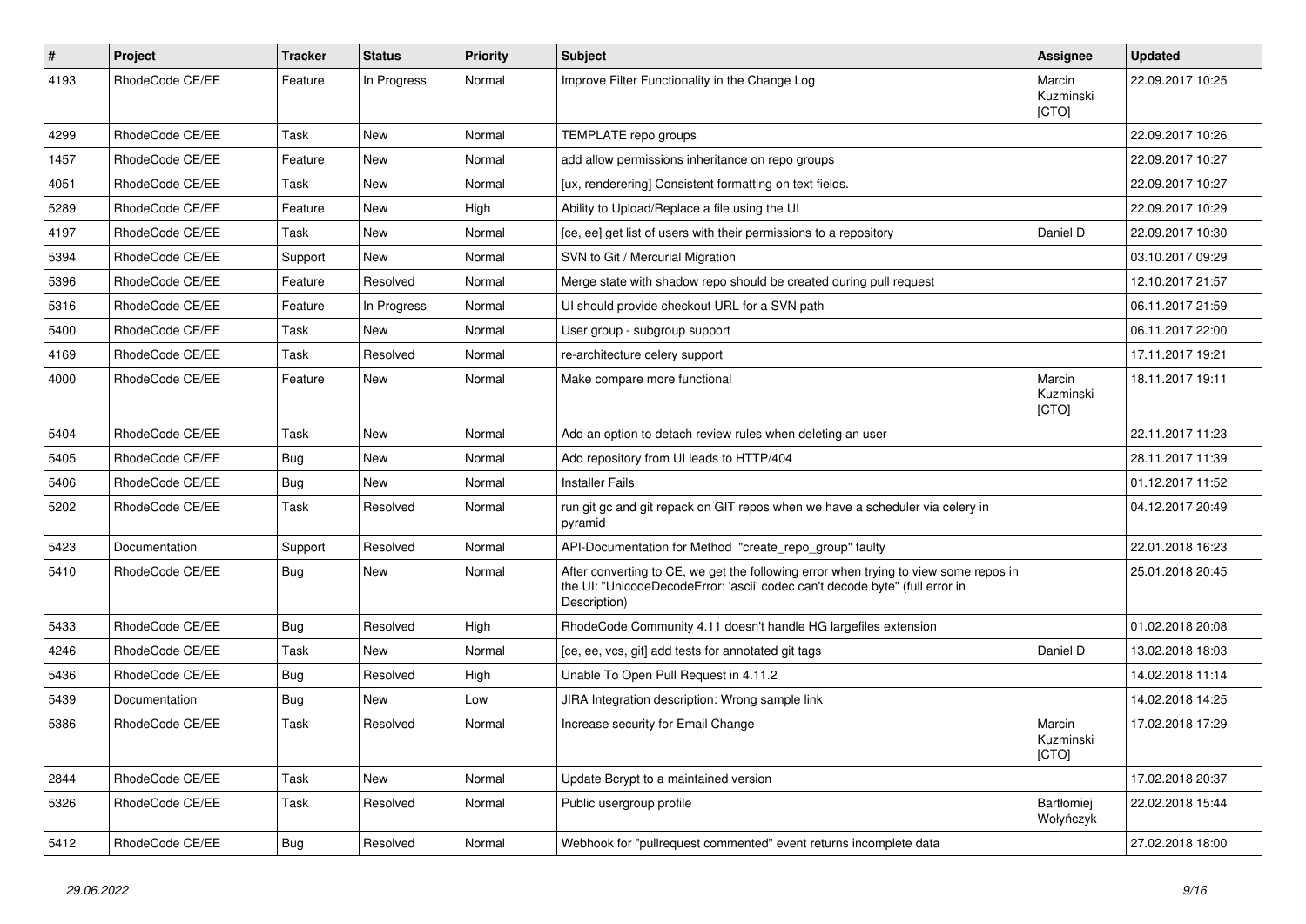| # | Project | Tracker | Status | Priority | Subject | Assignee | Updated |
|---|---|---|---|---|---|---|---|
| 4193 | RhodeCode CE/EE | Feature | In Progress | Normal | Improve Filter Functionality in the Change Log | Marcin Kuzminski [CTO] | 22.09.2017 10:25 |
| 4299 | RhodeCode CE/EE | Task | New | Normal | TEMPLATE repo groups | | 22.09.2017 10:26 |
| 1457 | RhodeCode CE/EE | Feature | New | Normal | add allow permissions inheritance on repo groups | | 22.09.2017 10:27 |
| 4051 | RhodeCode CE/EE | Task | New | Normal | [ux, renderering] Consistent formatting on text fields. | | 22.09.2017 10:27 |
| 5289 | RhodeCode CE/EE | Feature | New | High | Ability to Upload/Replace a file using the UI | | 22.09.2017 10:29 |
| 4197 | RhodeCode CE/EE | Task | New | Normal | [ce, ee] get list of users with their permissions to a repository | Daniel D | 22.09.2017 10:30 |
| 5394 | RhodeCode CE/EE | Support | New | Normal | SVN to Git / Mercurial Migration | | 03.10.2017 09:29 |
| 5396 | RhodeCode CE/EE | Feature | Resolved | Normal | Merge state with shadow repo should be created during pull request | | 12.10.2017 21:57 |
| 5316 | RhodeCode CE/EE | Feature | In Progress | Normal | UI should provide checkout URL for a SVN path | | 06.11.2017 21:59 |
| 5400 | RhodeCode CE/EE | Task | New | Normal | User group - subgroup support | | 06.11.2017 22:00 |
| 4169 | RhodeCode CE/EE | Task | Resolved | Normal | re-architecture celery support | | 17.11.2017 19:21 |
| 4000 | RhodeCode CE/EE | Feature | New | Normal | Make compare more functional | Marcin Kuzminski [CTO] | 18.11.2017 19:11 |
| 5404 | RhodeCode CE/EE | Task | New | Normal | Add an option to detach review rules when deleting an user | | 22.11.2017 11:23 |
| 5405 | RhodeCode CE/EE | Bug | New | Normal | Add repository from UI leads to HTTP/404 | | 28.11.2017 11:39 |
| 5406 | RhodeCode CE/EE | Bug | New | Normal | Installer Fails | | 01.12.2017 11:52 |
| 5202 | RhodeCode CE/EE | Task | Resolved | Normal | run git gc and git repack on GIT repos when we have a scheduler via celery in pyramid | | 04.12.2017 20:49 |
| 5423 | Documentation | Support | Resolved | Normal | API-Documentation for Method "create_repo_group" faulty | | 22.01.2018 16:23 |
| 5410 | RhodeCode CE/EE | Bug | New | Normal | After converting to CE, we get the following error when trying to view some repos in the UI: "UnicodeDecodeError: 'ascii' codec can't decode byte" (full error in Description) | | 25.01.2018 20:45 |
| 5433 | RhodeCode CE/EE | Bug | Resolved | High | RhodeCode Community 4.11 doesn't handle HG largefiles extension | | 01.02.2018 20:08 |
| 4246 | RhodeCode CE/EE | Task | New | Normal | [ce, ee, vcs, git] add tests for annotated git tags | Daniel D | 13.02.2018 18:03 |
| 5436 | RhodeCode CE/EE | Bug | Resolved | High | Unable To Open Pull Request in 4.11.2 | | 14.02.2018 11:14 |
| 5439 | Documentation | Bug | New | Low | JIRA Integration description: Wrong sample link | | 14.02.2018 14:25 |
| 5386 | RhodeCode CE/EE | Task | Resolved | Normal | Increase security for Email Change | Marcin Kuzminski [CTO] | 17.02.2018 17:29 |
| 2844 | RhodeCode CE/EE | Task | New | Normal | Update Bcrypt to a maintained version | | 17.02.2018 20:37 |
| 5326 | RhodeCode CE/EE | Task | Resolved | Normal | Public usergroup profile | Bartłomiej Wołyńczyk | 22.02.2018 15:44 |
| 5412 | RhodeCode CE/EE | Bug | Resolved | Normal | Webhook for "pullrequest commented" event returns incomplete data | | 27.02.2018 18:00 |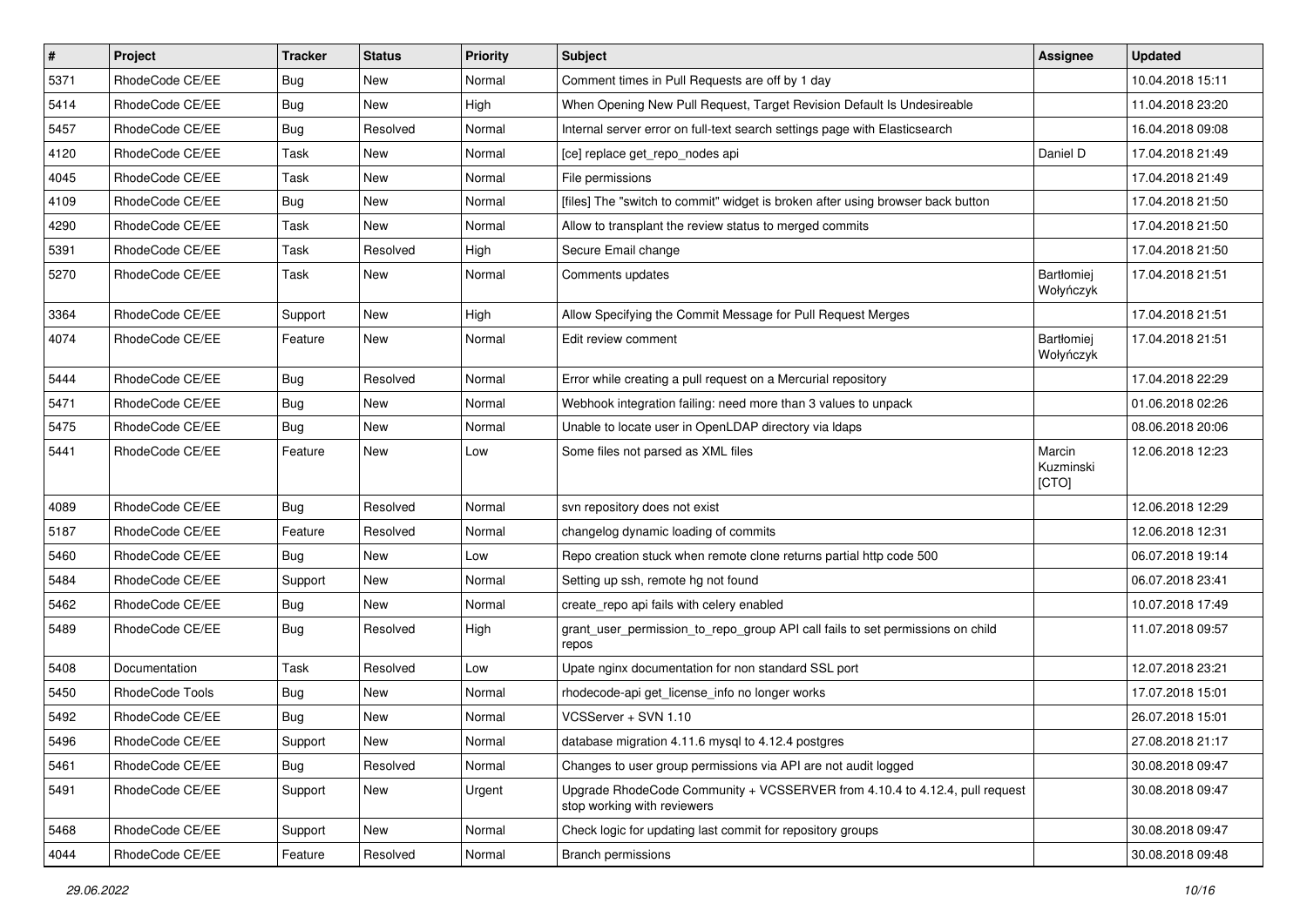| # | Project | Tracker | Status | Priority | Subject | Assignee | Updated |
|---|---|---|---|---|---|---|---|
| 5371 | RhodeCode CE/EE | Bug | New | Normal | Comment times in Pull Requests are off by 1 day | | 10.04.2018 15:11 |
| 5414 | RhodeCode CE/EE | Bug | New | High | When Opening New Pull Request, Target Revision Default Is Undesireable | | 11.04.2018 23:20 |
| 5457 | RhodeCode CE/EE | Bug | Resolved | Normal | Internal server error on full-text search settings page with Elasticsearch | | 16.04.2018 09:08 |
| 4120 | RhodeCode CE/EE | Task | New | Normal | [ce] replace get_repo_nodes api | Daniel D | 17.04.2018 21:49 |
| 4045 | RhodeCode CE/EE | Task | New | Normal | File permissions | | 17.04.2018 21:49 |
| 4109 | RhodeCode CE/EE | Bug | New | Normal | [files] The "switch to commit" widget is broken after using browser back button | | 17.04.2018 21:50 |
| 4290 | RhodeCode CE/EE | Task | New | Normal | Allow to transplant the review status to merged commits | | 17.04.2018 21:50 |
| 5391 | RhodeCode CE/EE | Task | Resolved | High | Secure Email change | | 17.04.2018 21:50 |
| 5270 | RhodeCode CE/EE | Task | New | Normal | Comments updates | Bartłomiej Wołyńczyk | 17.04.2018 21:51 |
| 3364 | RhodeCode CE/EE | Support | New | High | Allow Specifying the Commit Message for Pull Request Merges | | 17.04.2018 21:51 |
| 4074 | RhodeCode CE/EE | Feature | New | Normal | Edit review comment | Bartłomiej Wołyńczyk | 17.04.2018 21:51 |
| 5444 | RhodeCode CE/EE | Bug | Resolved | Normal | Error while creating a pull request on a Mercurial repository | | 17.04.2018 22:29 |
| 5471 | RhodeCode CE/EE | Bug | New | Normal | Webhook integration failing: need more than 3 values to unpack | | 01.06.2018 02:26 |
| 5475 | RhodeCode CE/EE | Bug | New | Normal | Unable to locate user in OpenLDAP directory via ldaps | | 08.06.2018 20:06 |
| 5441 | RhodeCode CE/EE | Feature | New | Low | Some files not parsed as XML files | Marcin Kuzminski [CTO] | 12.06.2018 12:23 |
| 4089 | RhodeCode CE/EE | Bug | Resolved | Normal | svn repository does not exist | | 12.06.2018 12:29 |
| 5187 | RhodeCode CE/EE | Feature | Resolved | Normal | changelog dynamic loading of commits | | 12.06.2018 12:31 |
| 5460 | RhodeCode CE/EE | Bug | New | Low | Repo creation stuck when remote clone returns partial http code 500 | | 06.07.2018 19:14 |
| 5484 | RhodeCode CE/EE | Support | New | Normal | Setting up ssh, remote hg not found | | 06.07.2018 23:41 |
| 5462 | RhodeCode CE/EE | Bug | New | Normal | create_repo api fails with celery enabled | | 10.07.2018 17:49 |
| 5489 | RhodeCode CE/EE | Bug | Resolved | High | grant_user_permission_to_repo_group API call fails to set permissions on child repos | | 11.07.2018 09:57 |
| 5408 | Documentation | Task | Resolved | Low | Upate nginx documentation for non standard SSL port | | 12.07.2018 23:21 |
| 5450 | RhodeCode Tools | Bug | New | Normal | rhodecode-api get_license_info no longer works | | 17.07.2018 15:01 |
| 5492 | RhodeCode CE/EE | Bug | New | Normal | VCSServer + SVN 1.10 | | 26.07.2018 15:01 |
| 5496 | RhodeCode CE/EE | Support | New | Normal | database migration 4.11.6 mysql to 4.12.4 postgres | | 27.08.2018 21:17 |
| 5461 | RhodeCode CE/EE | Bug | Resolved | Normal | Changes to user group permissions via API are not audit logged | | 30.08.2018 09:47 |
| 5491 | RhodeCode CE/EE | Support | New | Urgent | Upgrade RhodeCode Community + VCSSERVER from 4.10.4 to 4.12.4, pull request stop working with reviewers | | 30.08.2018 09:47 |
| 5468 | RhodeCode CE/EE | Support | New | Normal | Check logic for updating last commit for repository groups | | 30.08.2018 09:47 |
| 4044 | RhodeCode CE/EE | Feature | Resolved | Normal | Branch permissions | | 30.08.2018 09:48 |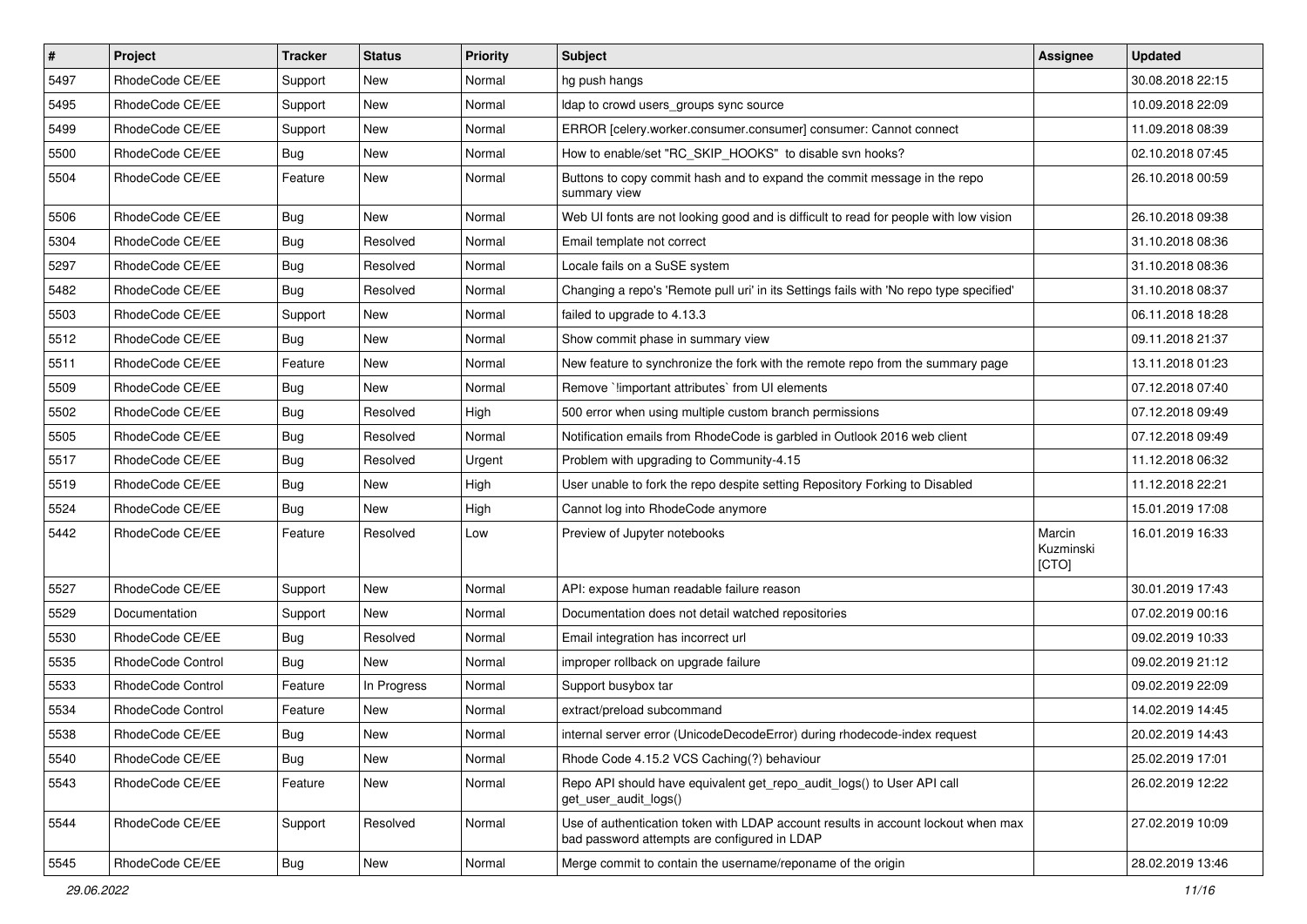| # | Project | Tracker | Status | Priority | Subject | Assignee | Updated |
|---|---|---|---|---|---|---|---|
| 5497 | RhodeCode CE/EE | Support | New | Normal | hg push hangs | | 30.08.2018 22:15 |
| 5495 | RhodeCode CE/EE | Support | New | Normal | ldap to crowd users_groups sync source | | 10.09.2018 22:09 |
| 5499 | RhodeCode CE/EE | Support | New | Normal | ERROR [celery.worker.consumer.consumer] consumer: Cannot connect | | 11.09.2018 08:39 |
| 5500 | RhodeCode CE/EE | Bug | New | Normal | How to enable/set "RC_SKIP_HOOKS" to disable svn hooks? | | 02.10.2018 07:45 |
| 5504 | RhodeCode CE/EE | Feature | New | Normal | Buttons to copy commit hash and to expand the commit message in the repo summary view | | 26.10.2018 00:59 |
| 5506 | RhodeCode CE/EE | Bug | New | Normal | Web UI fonts are not looking good and is difficult to read for people with low vision | | 26.10.2018 09:38 |
| 5304 | RhodeCode CE/EE | Bug | Resolved | Normal | Email template not correct | | 31.10.2018 08:36 |
| 5297 | RhodeCode CE/EE | Bug | Resolved | Normal | Locale fails on a SuSE system | | 31.10.2018 08:36 |
| 5482 | RhodeCode CE/EE | Bug | Resolved | Normal | Changing a repo's 'Remote pull uri' in its Settings fails with 'No repo type specified' | | 31.10.2018 08:37 |
| 5503 | RhodeCode CE/EE | Support | New | Normal | failed to upgrade to 4.13.3 | | 06.11.2018 18:28 |
| 5512 | RhodeCode CE/EE | Bug | New | Normal | Show commit phase in summary view | | 09.11.2018 21:37 |
| 5511 | RhodeCode CE/EE | Feature | New | Normal | New feature to synchronize the fork with the remote repo from the summary page | | 13.11.2018 01:23 |
| 5509 | RhodeCode CE/EE | Bug | New | Normal | Remove `!important attributes` from UI elements | | 07.12.2018 07:40 |
| 5502 | RhodeCode CE/EE | Bug | Resolved | High | 500 error when using multiple custom branch permissions | | 07.12.2018 09:49 |
| 5505 | RhodeCode CE/EE | Bug | Resolved | Normal | Notification emails from RhodeCode is garbled in Outlook 2016 web client | | 07.12.2018 09:49 |
| 5517 | RhodeCode CE/EE | Bug | Resolved | Urgent | Problem with upgrading to Community-4.15 | | 11.12.2018 06:32 |
| 5519 | RhodeCode CE/EE | Bug | New | High | User unable to fork the repo despite setting Repository Forking to Disabled | | 11.12.2018 22:21 |
| 5524 | RhodeCode CE/EE | Bug | New | High | Cannot log into RhodeCode anymore | | 15.01.2019 17:08 |
| 5442 | RhodeCode CE/EE | Feature | Resolved | Low | Preview of Jupyter notebooks | Marcin Kuzminski [CTO] | 16.01.2019 16:33 |
| 5527 | RhodeCode CE/EE | Support | New | Normal | API: expose human readable failure reason | | 30.01.2019 17:43 |
| 5529 | Documentation | Support | New | Normal | Documentation does not detail watched repositories | | 07.02.2019 00:16 |
| 5530 | RhodeCode CE/EE | Bug | Resolved | Normal | Email integration has incorrect url | | 09.02.2019 10:33 |
| 5535 | RhodeCode Control | Bug | New | Normal | improper rollback on upgrade failure | | 09.02.2019 21:12 |
| 5533 | RhodeCode Control | Feature | In Progress | Normal | Support busybox tar | | 09.02.2019 22:09 |
| 5534 | RhodeCode Control | Feature | New | Normal | extract/preload subcommand | | 14.02.2019 14:45 |
| 5538 | RhodeCode CE/EE | Bug | New | Normal | internal server error (UnicodeDecodeError) during rhodecode-index request | | 20.02.2019 14:43 |
| 5540 | RhodeCode CE/EE | Bug | New | Normal | Rhode Code 4.15.2 VCS Caching(?) behaviour | | 25.02.2019 17:01 |
| 5543 | RhodeCode CE/EE | Feature | New | Normal | Repo API should have equivalent get_repo_audit_logs() to User API call get_user_audit_logs() | | 26.02.2019 12:22 |
| 5544 | RhodeCode CE/EE | Support | Resolved | Normal | Use of authentication token with LDAP account results in account lockout when max bad password attempts are configured in LDAP | | 27.02.2019 10:09 |
| 5545 | RhodeCode CE/EE | Bug | New | Normal | Merge commit to contain the username/reponame of the origin | | 28.02.2019 13:46 |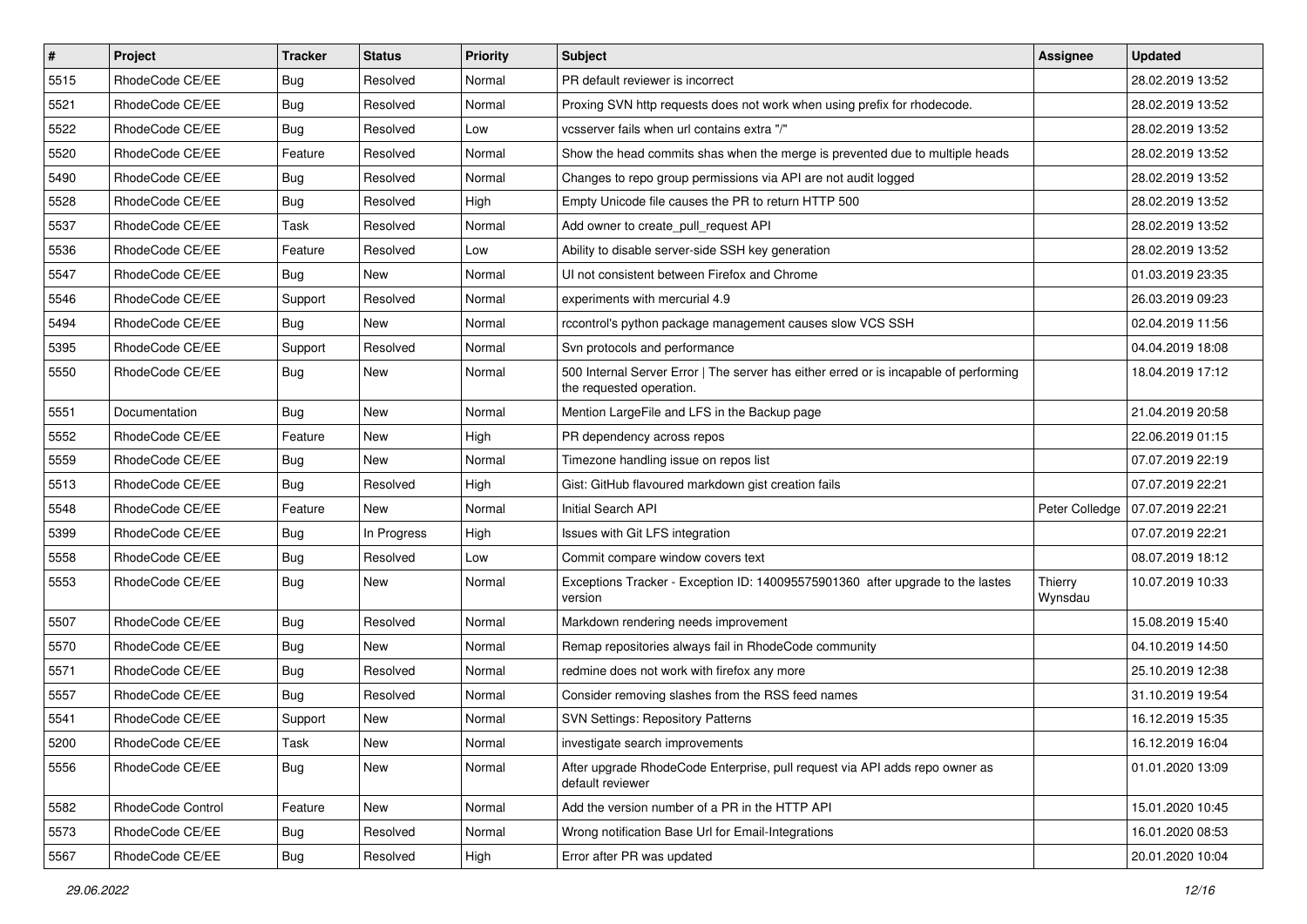| # | Project | Tracker | Status | Priority | Subject | Assignee | Updated |
|---|---|---|---|---|---|---|---|
| 5515 | RhodeCode CE/EE | Bug | Resolved | Normal | PR default reviewer is incorrect | | 28.02.2019 13:52 |
| 5521 | RhodeCode CE/EE | Bug | Resolved | Normal | Proxing SVN http requests does not work when using prefix for rhodecode. | | 28.02.2019 13:52 |
| 5522 | RhodeCode CE/EE | Bug | Resolved | Low | vcsserver fails when url contains extra "/" | | 28.02.2019 13:52 |
| 5520 | RhodeCode CE/EE | Feature | Resolved | Normal | Show the head commits shas when the merge is prevented due to multiple heads | | 28.02.2019 13:52 |
| 5490 | RhodeCode CE/EE | Bug | Resolved | Normal | Changes to repo group permissions via API are not audit logged | | 28.02.2019 13:52 |
| 5528 | RhodeCode CE/EE | Bug | Resolved | High | Empty Unicode file causes the PR to return HTTP 500 | | 28.02.2019 13:52 |
| 5537 | RhodeCode CE/EE | Task | Resolved | Normal | Add owner to create_pull_request API | | 28.02.2019 13:52 |
| 5536 | RhodeCode CE/EE | Feature | Resolved | Low | Ability to disable server-side SSH key generation | | 28.02.2019 13:52 |
| 5547 | RhodeCode CE/EE | Bug | New | Normal | UI not consistent between Firefox and Chrome | | 01.03.2019 23:35 |
| 5546 | RhodeCode CE/EE | Support | Resolved | Normal | experiments with mercurial 4.9 | | 26.03.2019 09:23 |
| 5494 | RhodeCode CE/EE | Bug | New | Normal | rccontrol's python package management causes slow VCS SSH | | 02.04.2019 11:56 |
| 5395 | RhodeCode CE/EE | Support | Resolved | Normal | Svn protocols and performance | | 04.04.2019 18:08 |
| 5550 | RhodeCode CE/EE | Bug | New | Normal | 500 Internal Server Error \| The server has either erred or is incapable of performing the requested operation. | | 18.04.2019 17:12 |
| 5551 | Documentation | Bug | New | Normal | Mention LargeFile and LFS in the Backup page | | 21.04.2019 20:58 |
| 5552 | RhodeCode CE/EE | Feature | New | High | PR dependency across repos | | 22.06.2019 01:15 |
| 5559 | RhodeCode CE/EE | Bug | New | Normal | Timezone handling issue on repos list | | 07.07.2019 22:19 |
| 5513 | RhodeCode CE/EE | Bug | Resolved | High | Gist: GitHub flavoured markdown gist creation fails | | 07.07.2019 22:21 |
| 5548 | RhodeCode CE/EE | Feature | New | Normal | Initial Search API | Peter Colledge | 07.07.2019 22:21 |
| 5399 | RhodeCode CE/EE | Bug | In Progress | High | Issues with Git LFS integration | | 07.07.2019 22:21 |
| 5558 | RhodeCode CE/EE | Bug | Resolved | Low | Commit compare window covers text | | 08.07.2019 18:12 |
| 5553 | RhodeCode CE/EE | Bug | New | Normal | Exceptions Tracker - Exception ID: 140095575901360 after upgrade to the lastes version | Thierry Wynsdau | 10.07.2019 10:33 |
| 5507 | RhodeCode CE/EE | Bug | Resolved | Normal | Markdown rendering needs improvement | | 15.08.2019 15:40 |
| 5570 | RhodeCode CE/EE | Bug | New | Normal | Remap repositories always fail in RhodeCode community | | 04.10.2019 14:50 |
| 5571 | RhodeCode CE/EE | Bug | Resolved | Normal | redmine does not work with firefox any more | | 25.10.2019 12:38 |
| 5557 | RhodeCode CE/EE | Bug | Resolved | Normal | Consider removing slashes from the RSS feed names | | 31.10.2019 19:54 |
| 5541 | RhodeCode CE/EE | Support | New | Normal | SVN Settings: Repository Patterns | | 16.12.2019 15:35 |
| 5200 | RhodeCode CE/EE | Task | New | Normal | investigate search improvements | | 16.12.2019 16:04 |
| 5556 | RhodeCode CE/EE | Bug | New | Normal | After upgrade RhodeCode Enterprise, pull request via API adds repo owner as default reviewer | | 01.01.2020 13:09 |
| 5582 | RhodeCode Control | Feature | New | Normal | Add the version number of a PR in the HTTP API | | 15.01.2020 10:45 |
| 5573 | RhodeCode CE/EE | Bug | Resolved | Normal | Wrong notification Base Url for Email-Integrations | | 16.01.2020 08:53 |
| 5567 | RhodeCode CE/EE | Bug | Resolved | High | Error after PR was updated | | 20.01.2020 10:04 |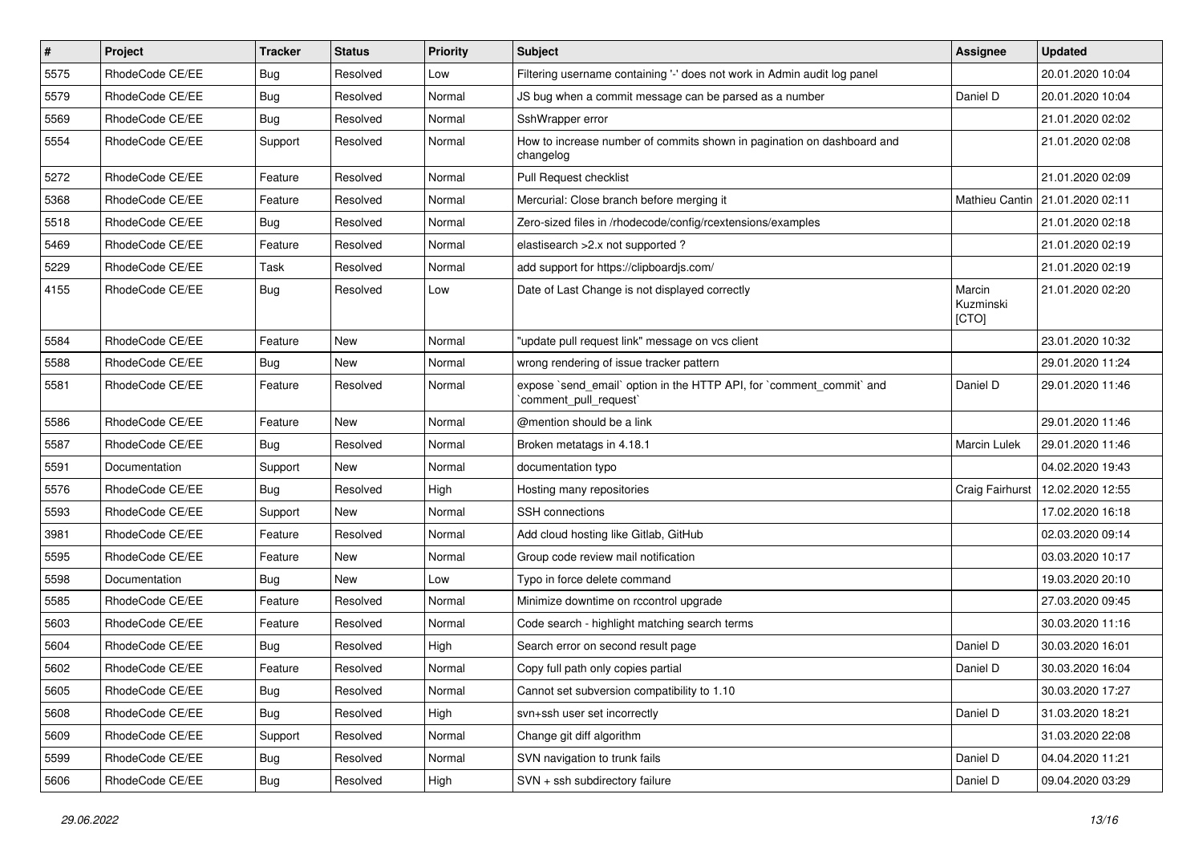| # | Project | Tracker | Status | Priority | Subject | Assignee | Updated |
|---|---|---|---|---|---|---|---|
| 5575 | RhodeCode CE/EE | Bug | Resolved | Low | Filtering username containing '-' does not work in Admin audit log panel | | 20.01.2020 10:04 |
| 5579 | RhodeCode CE/EE | Bug | Resolved | Normal | JS bug when a commit message can be parsed as a number | Daniel D | 20.01.2020 10:04 |
| 5569 | RhodeCode CE/EE | Bug | Resolved | Normal | SshWrapper error | | 21.01.2020 02:02 |
| 5554 | RhodeCode CE/EE | Support | Resolved | Normal | How to increase number of commits shown in pagination on dashboard and changelog | | 21.01.2020 02:08 |
| 5272 | RhodeCode CE/EE | Feature | Resolved | Normal | Pull Request checklist | | 21.01.2020 02:09 |
| 5368 | RhodeCode CE/EE | Feature | Resolved | Normal | Mercurial: Close branch before merging it | Mathieu Cantin | 21.01.2020 02:11 |
| 5518 | RhodeCode CE/EE | Bug | Resolved | Normal | Zero-sized files in /rhodecode/config/rcextensions/examples | | 21.01.2020 02:18 |
| 5469 | RhodeCode CE/EE | Feature | Resolved | Normal | elastisearch >2.x not supported ? | | 21.01.2020 02:19 |
| 5229 | RhodeCode CE/EE | Task | Resolved | Normal | add support for https://clipboardjs.com/ | | 21.01.2020 02:19 |
| 4155 | RhodeCode CE/EE | Bug | Resolved | Low | Date of Last Change is not displayed correctly | Marcin Kuzminski [CTO] | 21.01.2020 02:20 |
| 5584 | RhodeCode CE/EE | Feature | New | Normal | "update pull request link" message on vcs client | | 23.01.2020 10:32 |
| 5588 | RhodeCode CE/EE | Bug | New | Normal | wrong rendering of issue tracker pattern | | 29.01.2020 11:24 |
| 5581 | RhodeCode CE/EE | Feature | Resolved | Normal | expose `send_email` option in the HTTP API, for `comment_commit` and `comment_pull_request` | Daniel D | 29.01.2020 11:46 |
| 5586 | RhodeCode CE/EE | Feature | New | Normal | @mention should be a link | | 29.01.2020 11:46 |
| 5587 | RhodeCode CE/EE | Bug | Resolved | Normal | Broken metatags in 4.18.1 | Marcin Lulek | 29.01.2020 11:46 |
| 5591 | Documentation | Support | New | Normal | documentation typo | | 04.02.2020 19:43 |
| 5576 | RhodeCode CE/EE | Bug | Resolved | High | Hosting many repositories | Craig Fairhurst | 12.02.2020 12:55 |
| 5593 | RhodeCode CE/EE | Support | New | Normal | SSH connections | | 17.02.2020 16:18 |
| 3981 | RhodeCode CE/EE | Feature | Resolved | Normal | Add cloud hosting like Gitlab, GitHub | | 02.03.2020 09:14 |
| 5595 | RhodeCode CE/EE | Feature | New | Normal | Group code review mail notification | | 03.03.2020 10:17 |
| 5598 | Documentation | Bug | New | Low | Typo in force delete command | | 19.03.2020 20:10 |
| 5585 | RhodeCode CE/EE | Feature | Resolved | Normal | Minimize downtime on rccontrol upgrade | | 27.03.2020 09:45 |
| 5603 | RhodeCode CE/EE | Feature | Resolved | Normal | Code search - highlight matching search terms | | 30.03.2020 11:16 |
| 5604 | RhodeCode CE/EE | Bug | Resolved | High | Search error on second result page | Daniel D | 30.03.2020 16:01 |
| 5602 | RhodeCode CE/EE | Feature | Resolved | Normal | Copy full path only copies partial | Daniel D | 30.03.2020 16:04 |
| 5605 | RhodeCode CE/EE | Bug | Resolved | Normal | Cannot set subversion compatibility to 1.10 | | 30.03.2020 17:27 |
| 5608 | RhodeCode CE/EE | Bug | Resolved | High | svn+ssh user set incorrectly | Daniel D | 31.03.2020 18:21 |
| 5609 | RhodeCode CE/EE | Support | Resolved | Normal | Change git diff algorithm | | 31.03.2020 22:08 |
| 5599 | RhodeCode CE/EE | Bug | Resolved | Normal | SVN navigation to trunk fails | Daniel D | 04.04.2020 11:21 |
| 5606 | RhodeCode CE/EE | Bug | Resolved | High | SVN + ssh subdirectory failure | Daniel D | 09.04.2020 03:29 |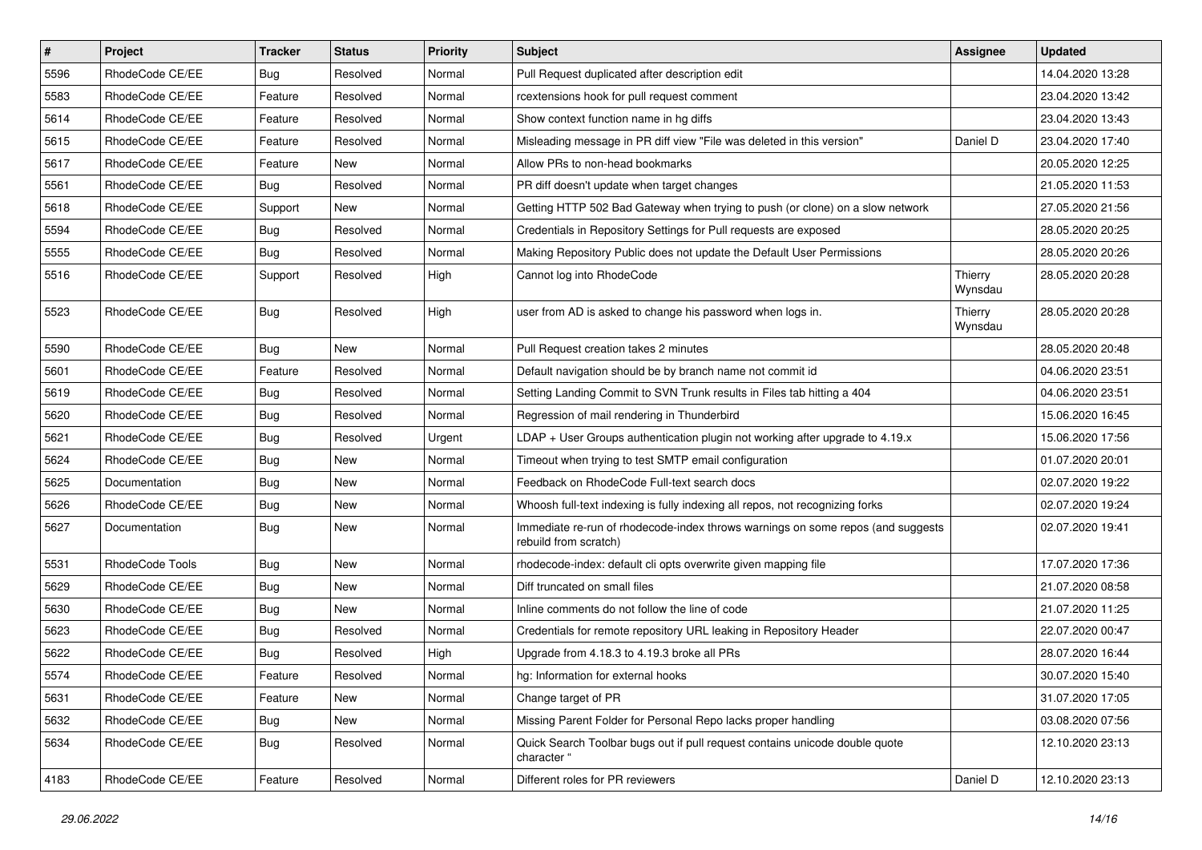| # | Project | Tracker | Status | Priority | Subject | Assignee | Updated |
|---|---|---|---|---|---|---|---|
| 5596 | RhodeCode CE/EE | Bug | Resolved | Normal | Pull Request duplicated after description edit | | 14.04.2020 13:28 |
| 5583 | RhodeCode CE/EE | Feature | Resolved | Normal | rcextensions hook for pull request comment | | 23.04.2020 13:42 |
| 5614 | RhodeCode CE/EE | Feature | Resolved | Normal | Show context function name in hg diffs | | 23.04.2020 13:43 |
| 5615 | RhodeCode CE/EE | Feature | Resolved | Normal | Misleading message in PR diff view "File was deleted in this version" | Daniel D | 23.04.2020 17:40 |
| 5617 | RhodeCode CE/EE | Feature | New | Normal | Allow PRs to non-head bookmarks | | 20.05.2020 12:25 |
| 5561 | RhodeCode CE/EE | Bug | Resolved | Normal | PR diff doesn't update when target changes | | 21.05.2020 11:53 |
| 5618 | RhodeCode CE/EE | Support | New | Normal | Getting HTTP 502 Bad Gateway when trying to push (or clone) on a slow network | | 27.05.2020 21:56 |
| 5594 | RhodeCode CE/EE | Bug | Resolved | Normal | Credentials in Repository Settings for Pull requests are exposed | | 28.05.2020 20:25 |
| 5555 | RhodeCode CE/EE | Bug | Resolved | Normal | Making Repository Public does not update the Default User Permissions | | 28.05.2020 20:26 |
| 5516 | RhodeCode CE/EE | Support | Resolved | High | Cannot log into RhodeCode | Thierry Wynsdau | 28.05.2020 20:28 |
| 5523 | RhodeCode CE/EE | Bug | Resolved | High | user from AD is asked to change his password when logs in. | Thierry Wynsdau | 28.05.2020 20:28 |
| 5590 | RhodeCode CE/EE | Bug | New | Normal | Pull Request creation takes 2 minutes | | 28.05.2020 20:48 |
| 5601 | RhodeCode CE/EE | Feature | Resolved | Normal | Default navigation should be by branch name not commit id | | 04.06.2020 23:51 |
| 5619 | RhodeCode CE/EE | Bug | Resolved | Normal | Setting Landing Commit to SVN Trunk results in Files tab hitting a 404 | | 04.06.2020 23:51 |
| 5620 | RhodeCode CE/EE | Bug | Resolved | Normal | Regression of mail rendering in Thunderbird | | 15.06.2020 16:45 |
| 5621 | RhodeCode CE/EE | Bug | Resolved | Urgent | LDAP + User Groups authentication plugin not working after upgrade to 4.19.x | | 15.06.2020 17:56 |
| 5624 | RhodeCode CE/EE | Bug | New | Normal | Timeout when trying to test SMTP email configuration | | 01.07.2020 20:01 |
| 5625 | Documentation | Bug | New | Normal | Feedback on RhodeCode Full-text search docs | | 02.07.2020 19:22 |
| 5626 | RhodeCode CE/EE | Bug | New | Normal | Whoosh full-text indexing is fully indexing all repos, not recognizing forks | | 02.07.2020 19:24 |
| 5627 | Documentation | Bug | New | Normal | Immediate re-run of rhodecode-index throws warnings on some repos (and suggests rebuild from scratch) | | 02.07.2020 19:41 |
| 5531 | RhodeCode Tools | Bug | New | Normal | rhodecode-index: default cli opts overwrite given mapping file | | 17.07.2020 17:36 |
| 5629 | RhodeCode CE/EE | Bug | New | Normal | Diff truncated on small files | | 21.07.2020 08:58 |
| 5630 | RhodeCode CE/EE | Bug | New | Normal | Inline comments do not follow the line of code | | 21.07.2020 11:25 |
| 5623 | RhodeCode CE/EE | Bug | Resolved | Normal | Credentials for remote repository URL leaking in Repository Header | | 22.07.2020 00:47 |
| 5622 | RhodeCode CE/EE | Bug | Resolved | High | Upgrade from 4.18.3 to 4.19.3 broke all PRs | | 28.07.2020 16:44 |
| 5574 | RhodeCode CE/EE | Feature | Resolved | Normal | hg: Information for external hooks | | 30.07.2020 15:40 |
| 5631 | RhodeCode CE/EE | Feature | New | Normal | Change target of PR | | 31.07.2020 17:05 |
| 5632 | RhodeCode CE/EE | Bug | New | Normal | Missing Parent Folder for Personal Repo lacks proper handling | | 03.08.2020 07:56 |
| 5634 | RhodeCode CE/EE | Bug | Resolved | Normal | Quick Search Toolbar bugs out if pull request contains unicode double quote character " | | 12.10.2020 23:13 |
| 4183 | RhodeCode CE/EE | Feature | Resolved | Normal | Different roles for PR reviewers | Daniel D | 12.10.2020 23:13 |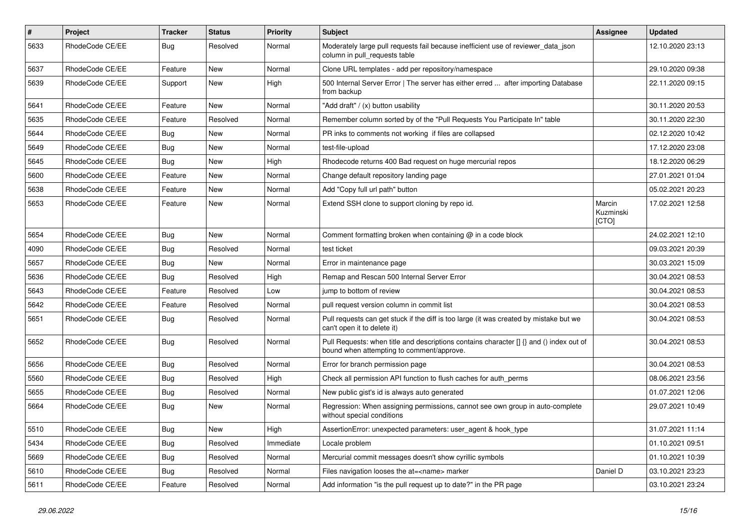| # | Project | Tracker | Status | Priority | Subject | Assignee | Updated |
|---|---|---|---|---|---|---|---|
| 5633 | RhodeCode CE/EE | Bug | Resolved | Normal | Moderately large pull requests fail because inefficient use of reviewer_data_json column in pull_requests table | | 12.10.2020 23:13 |
| 5637 | RhodeCode CE/EE | Feature | New | Normal | Clone URL templates - add per repository/namespace | | 29.10.2020 09:38 |
| 5639 | RhodeCode CE/EE | Support | New | High | 500 Internal Server Error \| The server has either erred ... after importing Database from backup | | 22.11.2020 09:15 |
| 5641 | RhodeCode CE/EE | Feature | New | Normal | "Add draft" / (x) button usability | | 30.11.2020 20:53 |
| 5635 | RhodeCode CE/EE | Feature | Resolved | Normal | Remember column sorted by of the "Pull Requests You Participate In" table | | 30.11.2020 22:30 |
| 5644 | RhodeCode CE/EE | Bug | New | Normal | PR inks to comments not working if files are collapsed | | 02.12.2020 10:42 |
| 5649 | RhodeCode CE/EE | Bug | New | Normal | test-file-upload | | 17.12.2020 23:08 |
| 5645 | RhodeCode CE/EE | Bug | New | High | Rhodecode returns 400 Bad request on huge mercurial repos | | 18.12.2020 06:29 |
| 5600 | RhodeCode CE/EE | Feature | New | Normal | Change default repository landing page | | 27.01.2021 01:04 |
| 5638 | RhodeCode CE/EE | Feature | New | Normal | Add "Copy full url path" button | | 05.02.2021 20:23 |
| 5653 | RhodeCode CE/EE | Feature | New | Normal | Extend SSH clone to support cloning by repo id. | Marcin Kuzminski [CTO] | 17.02.2021 12:58 |
| 5654 | RhodeCode CE/EE | Bug | New | Normal | Comment formatting broken when containing @ in a code block | | 24.02.2021 12:10 |
| 4090 | RhodeCode CE/EE | Bug | Resolved | Normal | test ticket | | 09.03.2021 20:39 |
| 5657 | RhodeCode CE/EE | Bug | New | Normal | Error in maintenance page | | 30.03.2021 15:09 |
| 5636 | RhodeCode CE/EE | Bug | Resolved | High | Remap and Rescan 500 Internal Server Error | | 30.04.2021 08:53 |
| 5643 | RhodeCode CE/EE | Feature | Resolved | Low | jump to bottom of review | | 30.04.2021 08:53 |
| 5642 | RhodeCode CE/EE | Feature | Resolved | Normal | pull request version column in commit list | | 30.04.2021 08:53 |
| 5651 | RhodeCode CE/EE | Bug | Resolved | Normal | Pull requests can get stuck if the diff is too large (it was created by mistake but we can't open it to delete it) | | 30.04.2021 08:53 |
| 5652 | RhodeCode CE/EE | Bug | Resolved | Normal | Pull Requests: when title and descriptions contains character [] {} and () index out of bound when attempting to comment/approve. | | 30.04.2021 08:53 |
| 5656 | RhodeCode CE/EE | Bug | Resolved | Normal | Error for branch permission page | | 30.04.2021 08:53 |
| 5560 | RhodeCode CE/EE | Bug | Resolved | High | Check all permission API function to flush caches for auth_perms | | 08.06.2021 23:56 |
| 5655 | RhodeCode CE/EE | Bug | Resolved | Normal | New public gist's id is always auto generated | | 01.07.2021 12:06 |
| 5664 | RhodeCode CE/EE | Bug | New | Normal | Regression: When assigning permissions, cannot see own group in auto-complete without special conditions | | 29.07.2021 10:49 |
| 5510 | RhodeCode CE/EE | Bug | New | High | AssertionError: unexpected parameters: user_agent & hook_type | | 31.07.2021 11:14 |
| 5434 | RhodeCode CE/EE | Bug | Resolved | Immediate | Locale problem | | 01.10.2021 09:51 |
| 5669 | RhodeCode CE/EE | Bug | Resolved | Normal | Mercurial commit messages doesn't show cyrillic symbols | | 01.10.2021 10:39 |
| 5610 | RhodeCode CE/EE | Bug | Resolved | Normal | Files navigation looses the at=<name> marker | Daniel D | 03.10.2021 23:23 |
| 5611 | RhodeCode CE/EE | Feature | Resolved | Normal | Add information "is the pull request up to date?" in the PR page | | 03.10.2021 23:24 |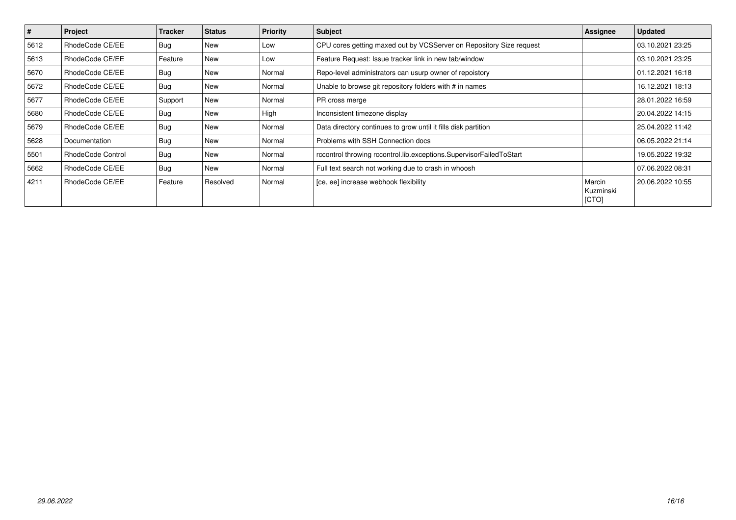| # | Project | Tracker | Status | Priority | Subject | Assignee | Updated |
|---|---|---|---|---|---|---|---|
| 5612 | RhodeCode CE/EE | Bug | New | Low | CPU cores getting maxed out by VCSServer on Repository Size request | | 03.10.2021 23:25 |
| 5613 | RhodeCode CE/EE | Feature | New | Low | Feature Request: Issue tracker link in new tab/window | | 03.10.2021 23:25 |
| 5670 | RhodeCode CE/EE | Bug | New | Normal | Repo-level administrators can usurp owner of repoistory | | 01.12.2021 16:18 |
| 5672 | RhodeCode CE/EE | Bug | New | Normal | Unable to browse git repository folders with # in names | | 16.12.2021 18:13 |
| 5677 | RhodeCode CE/EE | Support | New | Normal | PR cross merge | | 28.01.2022 16:59 |
| 5680 | RhodeCode CE/EE | Bug | New | High | Inconsistent timezone display | | 20.04.2022 14:15 |
| 5679 | RhodeCode CE/EE | Bug | New | Normal | Data directory continues to grow until it fills disk partition | | 25.04.2022 11:42 |
| 5628 | Documentation | Bug | New | Normal | Problems with SSH Connection docs | | 06.05.2022 21:14 |
| 5501 | RhodeCode Control | Bug | New | Normal | rccontrol throwing rccontrol.lib.exceptions.SupervisorFailedToStart | | 19.05.2022 19:32 |
| 5662 | RhodeCode CE/EE | Bug | New | Normal | Full text search not working due to crash in whoosh | | 07.06.2022 08:31 |
| 4211 | RhodeCode CE/EE | Feature | Resolved | Normal | [ce, ee] increase webhook flexibility | Marcin Kuzminski [CTO] | 20.06.2022 10:55 |

*29.06.2022*